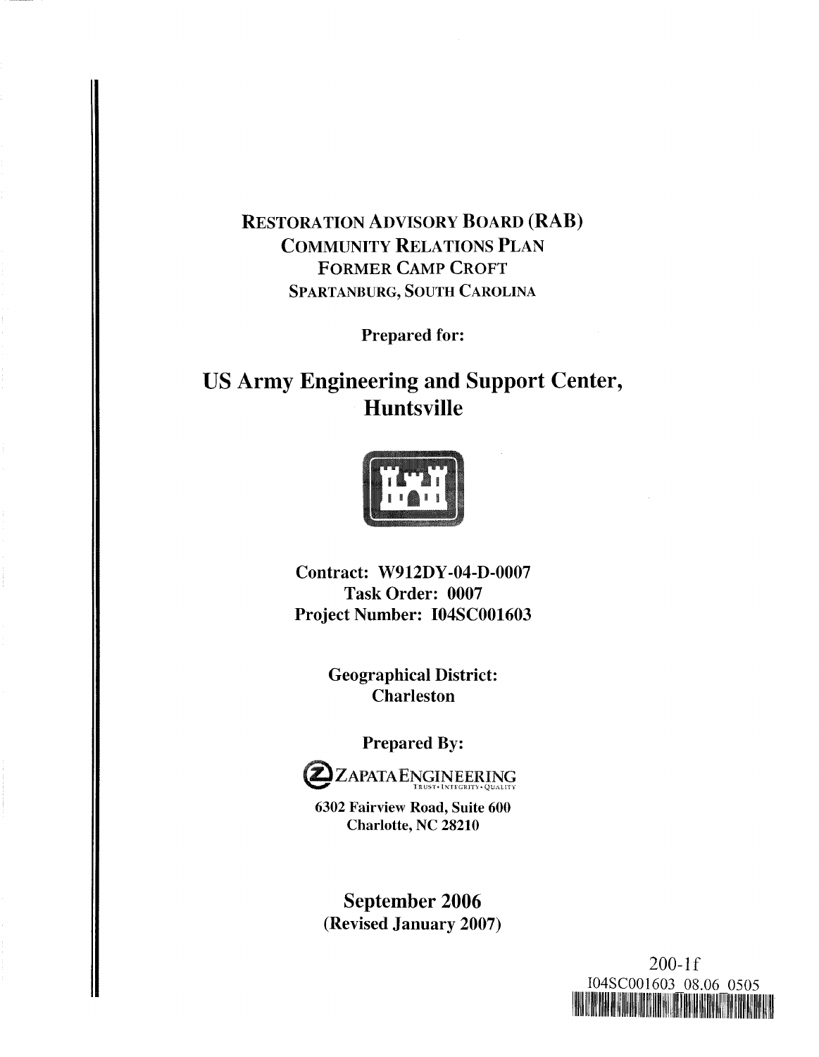# Restoration Advisory Board (RAB) Community Relations Plan Former Camp Croft Spartanburg, South Carolina

**Prepared for:**

## US Army Engineering and Support Center, Huntsville

**Contract: W912DY-04-D-0007**
**Task Order: 0007**
**Project Number: I04SC001603**

**Geographical District:**
**Charleston**

**Prepared By:**

ZAPATA ENGINEERING
TRUST • INTEGRITY • QUALITY

**6302 Fairview Road, Suite 600**
**Charlotte, NC 28210**

**September 2006**
**(Revised January 2007)**

200-1f
I04SC001603_08.06_0505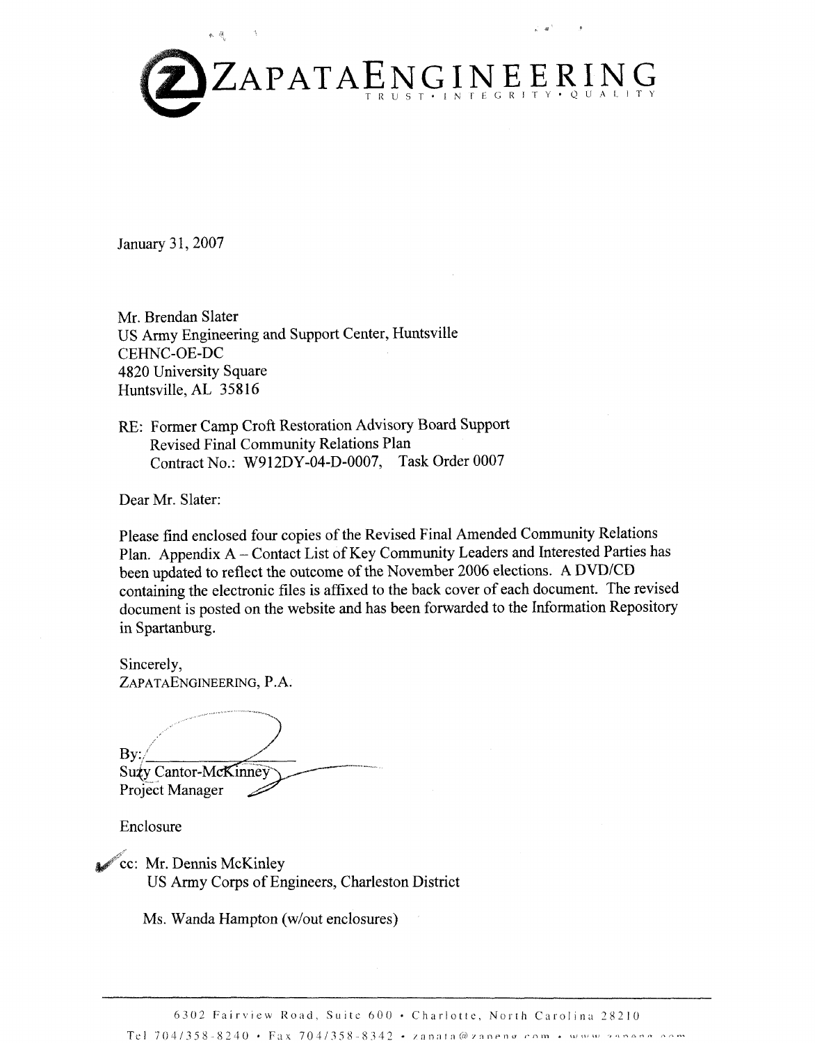# ZAPATAENGINEERING

TRUST • INTEGRITY • QUALITY

January 31, 2007

Mr. Brendan Slater
US Army Engineering and Support Center, Huntsville
CEHNC-OE-DC
4820 University Square
Huntsville, AL 35816

RE: Former Camp Croft Restoration Advisory Board Support
Revised Final Community Relations Plan
Contract No.: W912DY-04-D-0007, Task Order 0007

Dear Mr. Slater:

Please find enclosed four copies of the Revised Final Amended Community Relations Plan. Appendix A – Contact List of Key Community Leaders and Interested Parties has been updated to reflect the outcome of the November 2006 elections. A DVD/CD containing the electronic files is affixed to the back cover of each document. The revised document is posted on the website and has been forwarded to the Information Repository in Spartanburg.

Sincerely,
ZAPATAENGINEERING, P.A.

By: ______________
Suzy Cantor-McKinney
Project Manager

Enclosure

cc: Mr. Dennis McKinley
US Army Corps of Engineers, Charleston District

Ms. Wanda Hampton (w/out enclosures)

6302 Fairview Road, Suite 600 • Charlotte, North Carolina 28210
Tel 704/358-8240 • Fax 704/358-8342 • zapata@zapeng.com • www.zapeng.com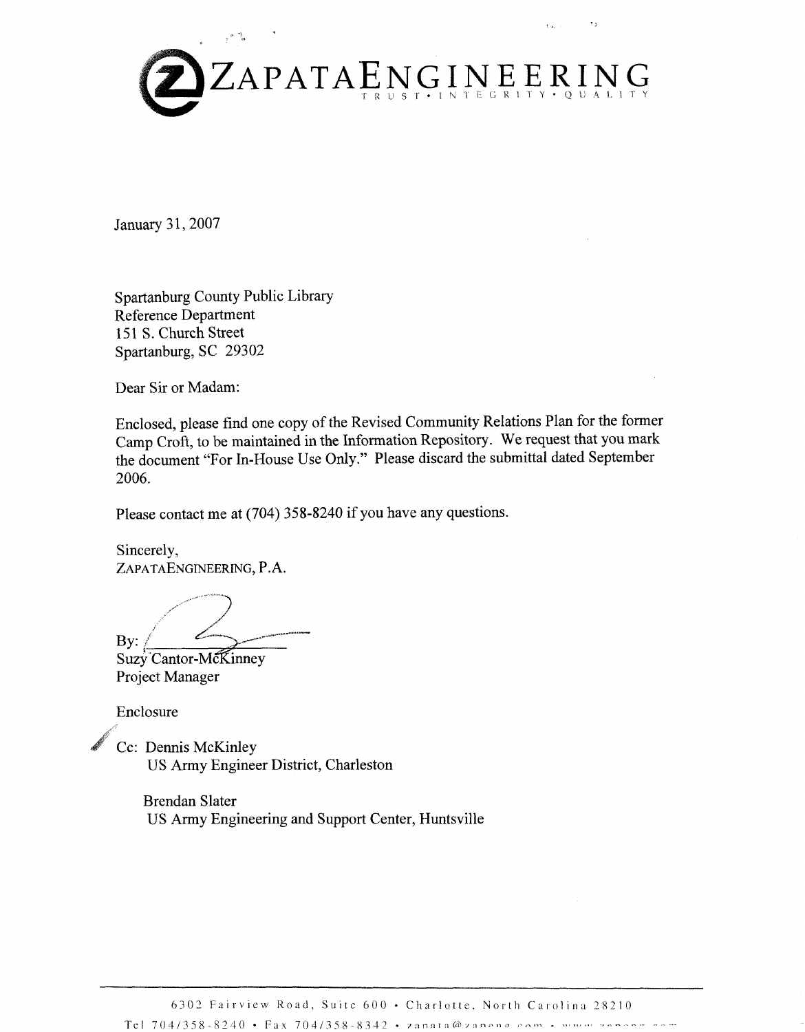# ZAPATAENGINEERING

TRUST • INTEGRITY • QUALITY

January 31, 2007

Spartanburg County Public Library
Reference Department
151 S. Church Street
Spartanburg, SC 29302

Dear Sir or Madam:

Enclosed, please find one copy of the Revised Community Relations Plan for the former Camp Croft, to be maintained in the Information Repository. We request that you mark the document "For In-House Use Only." Please discard the submittal dated September 2006.

Please contact me at (704) 358-8240 if you have any questions.

Sincerely,
ZAPATAENGINEERING, P.A.

By: ___________________
Suzy Cantor-McKinney
Project Manager

Enclosure

Cc: Dennis McKinley
US Army Engineer District, Charleston

Brendan Slater
US Army Engineering and Support Center, Huntsville

6302 Fairview Road, Suite 600 • Charlotte, North Carolina 28210
Tel 704/358-8240 • Fax 704/358-8342 • zapata@zapeng.com • www.zapeng.com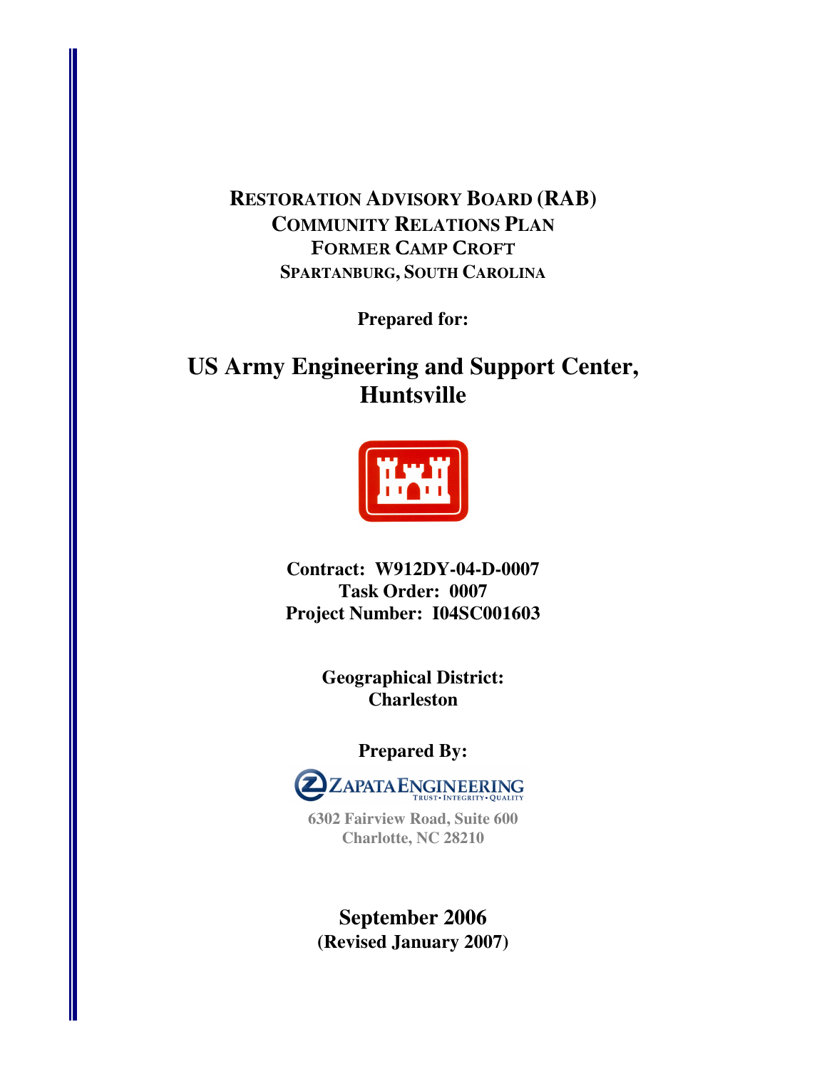# Restoration Advisory Board (RAB) Community Relations Plan Former Camp Croft Spartanburg, South Carolina

**Prepared for:**

## US Army Engineering and Support Center, Huntsville

**Contract: W912DY-04-D-0007**
**Task Order: 0007**
**Project Number: I04SC001603**

**Geographical District:**
**Charleston**

**Prepared By:**

Zapata Engineering
Trust • Integrity • Quality

6302 Fairview Road, Suite 600
Charlotte, NC 28210

**September 2006**
**(Revised January 2007)**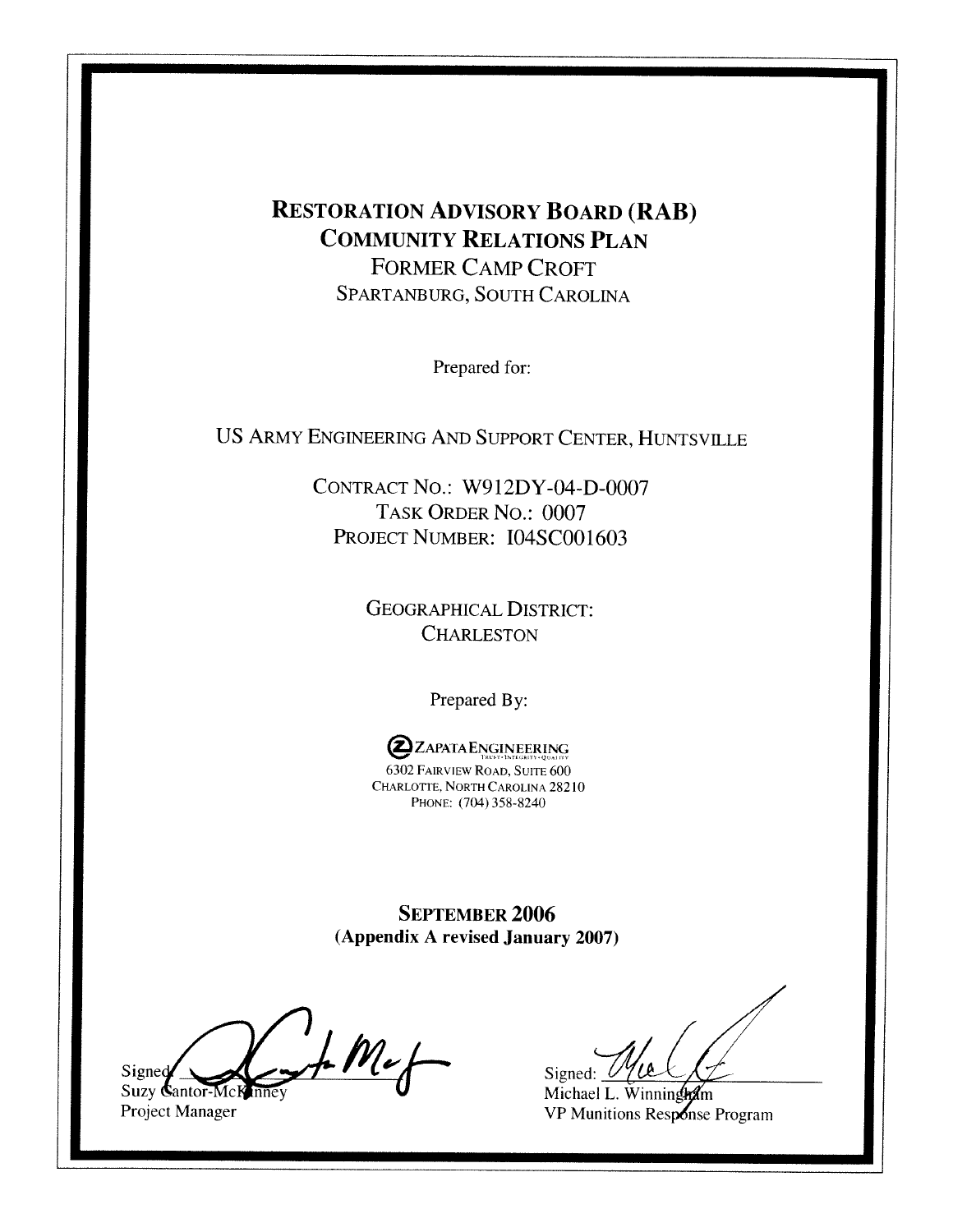# RESTORATION ADVISORY BOARD (RAB)
# COMMUNITY RELATIONS PLAN

FORMER CAMP CROFT
SPARTANBURG, SOUTH CAROLINA

Prepared for:

US ARMY ENGINEERING AND SUPPORT CENTER, HUNTSVILLE

CONTRACT NO.: W912DY-04-D-0007
TASK ORDER NO.: 0007
PROJECT NUMBER: I04SC001603

GEOGRAPHICAL DISTRICT:
CHARLESTON

Prepared By:

ZAPATA ENGINEERING
TRUST • INTEGRITY • QUALITY
6302 FAIRVIEW ROAD, SUITE 600
CHARLOTTE, NORTH CAROLINA 28210
PHONE: (704) 358-8240

**SEPTEMBER 2006**
**(Appendix A revised January 2007)**

Signed: ______________________
Suzy Cantor-McKinney
Project Manager

Signed: ______________________
Michael L. Winningham
VP Munitions Response Program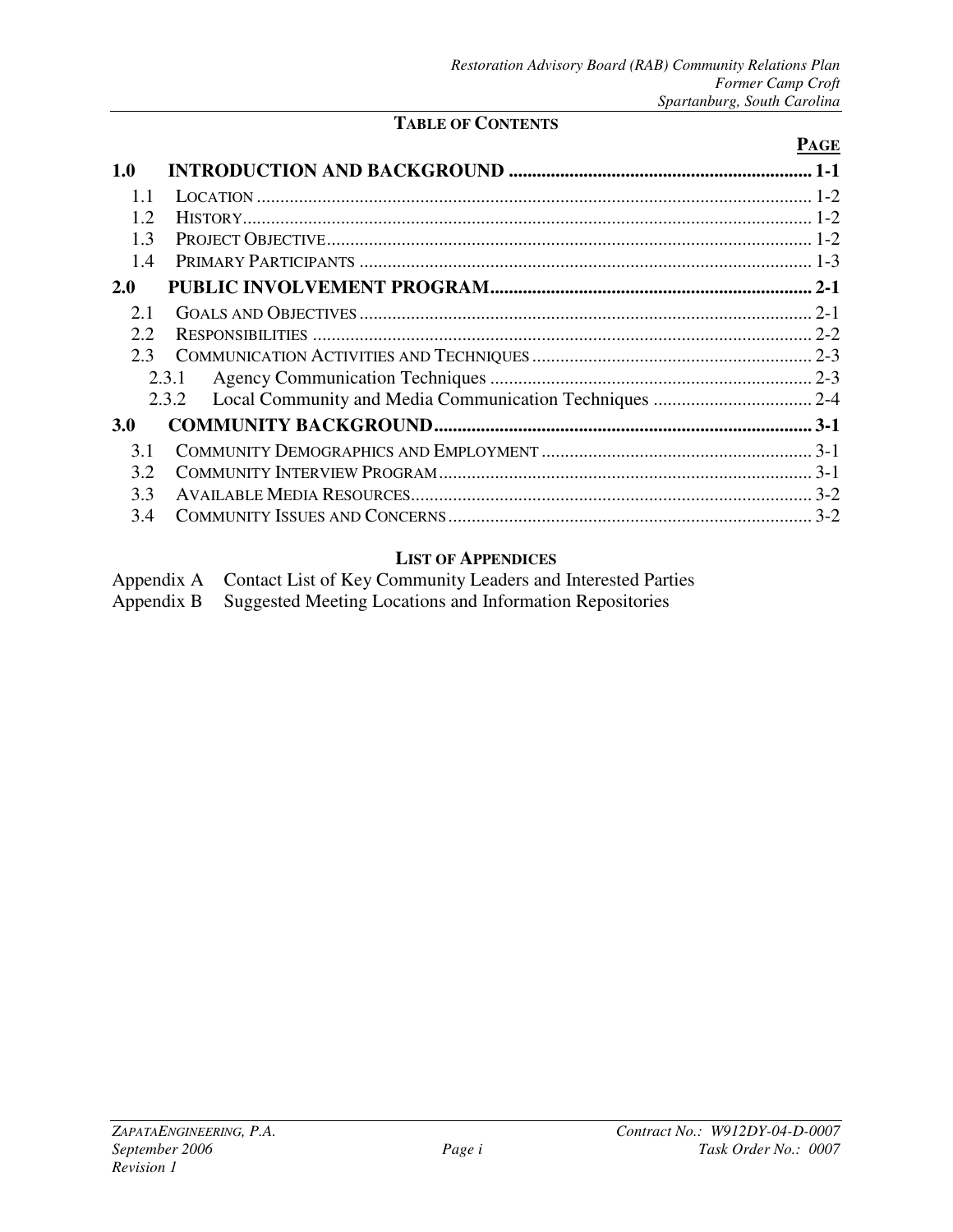## TABLE OF CONTENTS

| | | PAGE |
|---|---|---|
| **1.0** | **INTRODUCTION AND BACKGROUND** | **1-1** |
| 1.1 | LOCATION | 1-2 |
| 1.2 | HISTORY | 1-2 |
| 1.3 | PROJECT OBJECTIVE | 1-2 |
| 1.4 | PRIMARY PARTICIPANTS | 1-3 |
| **2.0** | **PUBLIC INVOLVEMENT PROGRAM** | **2-1** |
| 2.1 | GOALS AND OBJECTIVES | 2-1 |
| 2.2 | RESPONSIBILITIES | 2-2 |
| 2.3 | COMMUNICATION ACTIVITIES AND TECHNIQUES | 2-3 |
| 2.3.1 | Agency Communication Techniques | 2-3 |
| 2.3.2 | Local Community and Media Communication Techniques | 2-4 |
| **3.0** | **COMMUNITY BACKGROUND** | **3-1** |
| 3.1 | COMMUNITY DEMOGRAPHICS AND EMPLOYMENT | 3-1 |
| 3.2 | COMMUNITY INTERVIEW PROGRAM | 3-1 |
| 3.3 | AVAILABLE MEDIA RESOURCES | 3-2 |
| 3.4 | COMMUNITY ISSUES AND CONCERNS | 3-2 |

## LIST OF APPENDICES

Appendix A Contact List of Key Community Leaders and Interested Parties

Appendix B Suggested Meeting Locations and Information Repositories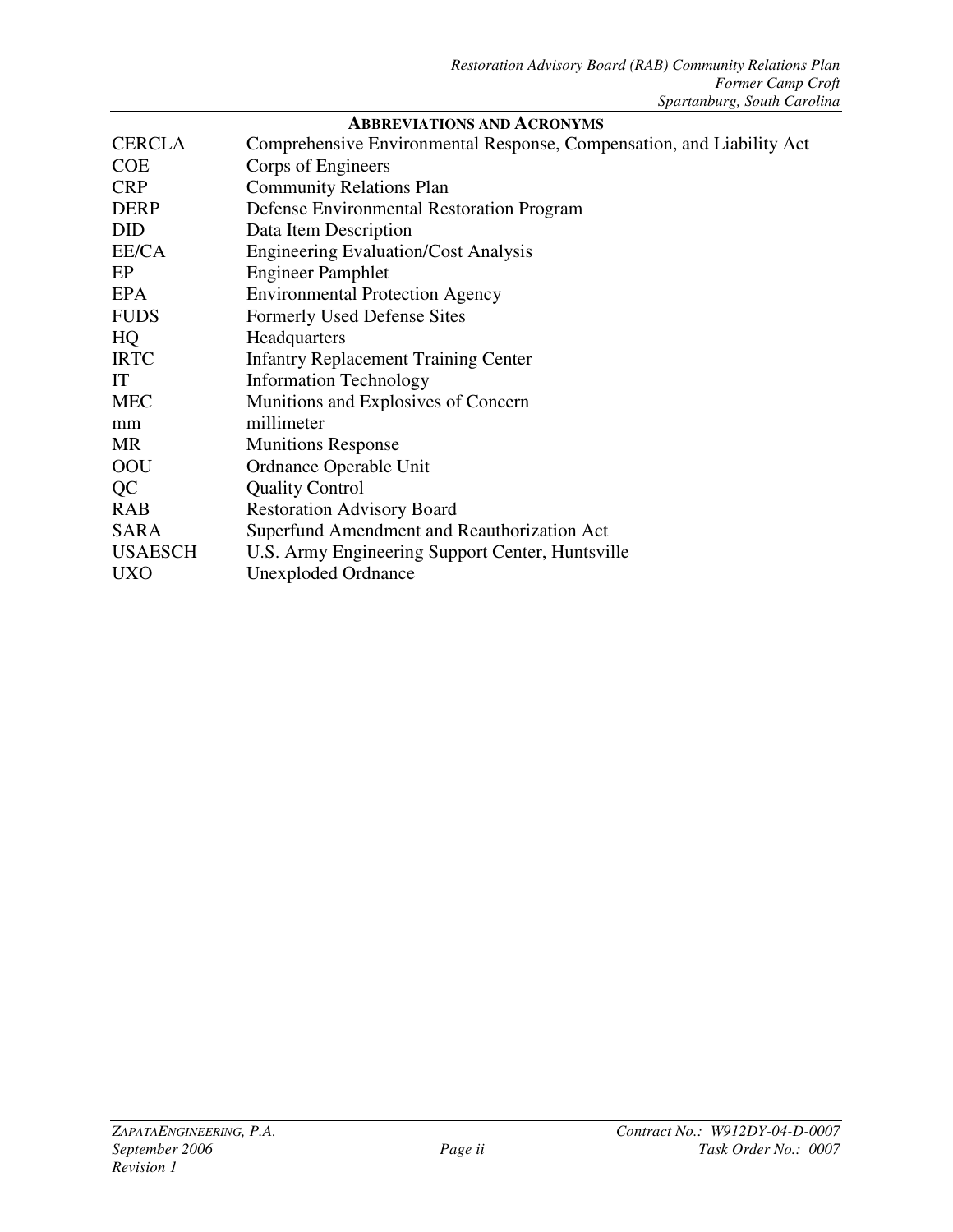## Abbreviations and Acronyms

| | |
|---|---|
| CERCLA | Comprehensive Environmental Response, Compensation, and Liability Act |
| COE | Corps of Engineers |
| CRP | Community Relations Plan |
| DERP | Defense Environmental Restoration Program |
| DID | Data Item Description |
| EE/CA | Engineering Evaluation/Cost Analysis |
| EP | Engineer Pamphlet |
| EPA | Environmental Protection Agency |
| FUDS | Formerly Used Defense Sites |
| HQ | Headquarters |
| IRTC | Infantry Replacement Training Center |
| IT | Information Technology |
| MEC | Munitions and Explosives of Concern |
| mm | millimeter |
| MR | Munitions Response |
| OOU | Ordnance Operable Unit |
| QC | Quality Control |
| RAB | Restoration Advisory Board |
| SARA | Superfund Amendment and Reauthorization Act |
| USAESCH | U.S. Army Engineering Support Center, Huntsville |
| UXO | Unexploded Ordnance |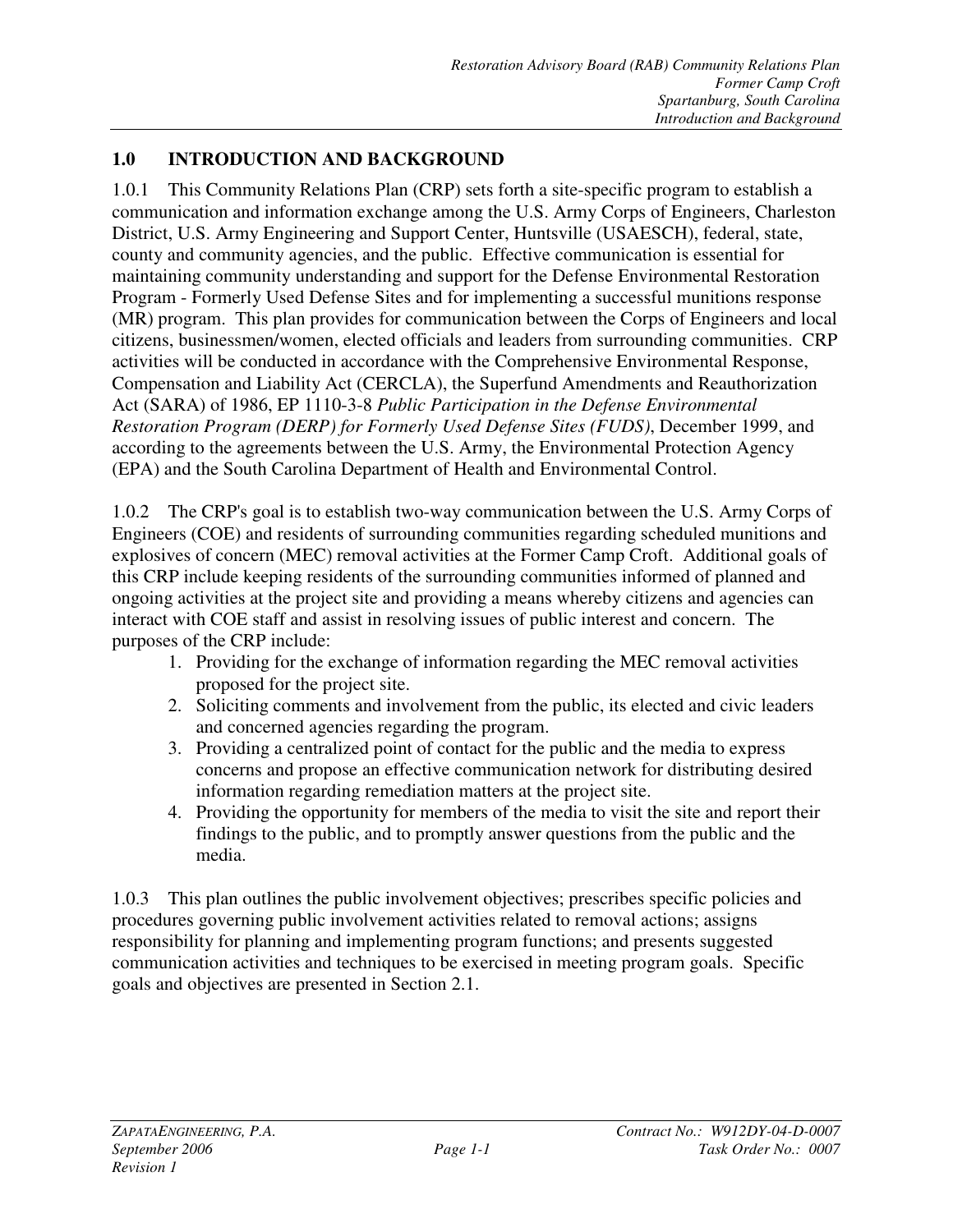# 1.0 INTRODUCTION AND BACKGROUND

1.0.1 This Community Relations Plan (CRP) sets forth a site-specific program to establish a communication and information exchange among the U.S. Army Corps of Engineers, Charleston District, U.S. Army Engineering and Support Center, Huntsville (USAESCH), federal, state, county and community agencies, and the public. Effective communication is essential for maintaining community understanding and support for the Defense Environmental Restoration Program - Formerly Used Defense Sites and for implementing a successful munitions response (MR) program. This plan provides for communication between the Corps of Engineers and local citizens, businessmen/women, elected officials and leaders from surrounding communities. CRP activities will be conducted in accordance with the Comprehensive Environmental Response, Compensation and Liability Act (CERCLA), the Superfund Amendments and Reauthorization Act (SARA) of 1986, EP 1110-3-8 *Public Participation in the Defense Environmental Restoration Program (DERP) for Formerly Used Defense Sites (FUDS)*, December 1999, and according to the agreements between the U.S. Army, the Environmental Protection Agency (EPA) and the South Carolina Department of Health and Environmental Control.

1.0.2 The CRP's goal is to establish two-way communication between the U.S. Army Corps of Engineers (COE) and residents of surrounding communities regarding scheduled munitions and explosives of concern (MEC) removal activities at the Former Camp Croft. Additional goals of this CRP include keeping residents of the surrounding communities informed of planned and ongoing activities at the project site and providing a means whereby citizens and agencies can interact with COE staff and assist in resolving issues of public interest and concern. The purposes of the CRP include:

1. Providing for the exchange of information regarding the MEC removal activities proposed for the project site.
2. Soliciting comments and involvement from the public, its elected and civic leaders and concerned agencies regarding the program.
3. Providing a centralized point of contact for the public and the media to express concerns and propose an effective communication network for distributing desired information regarding remediation matters at the project site.
4. Providing the opportunity for members of the media to visit the site and report their findings to the public, and to promptly answer questions from the public and the media.

1.0.3 This plan outlines the public involvement objectives; prescribes specific policies and procedures governing public involvement activities related to removal actions; assigns responsibility for planning and implementing program functions; and presents suggested communication activities and techniques to be exercised in meeting program goals. Specific goals and objectives are presented in Section 2.1.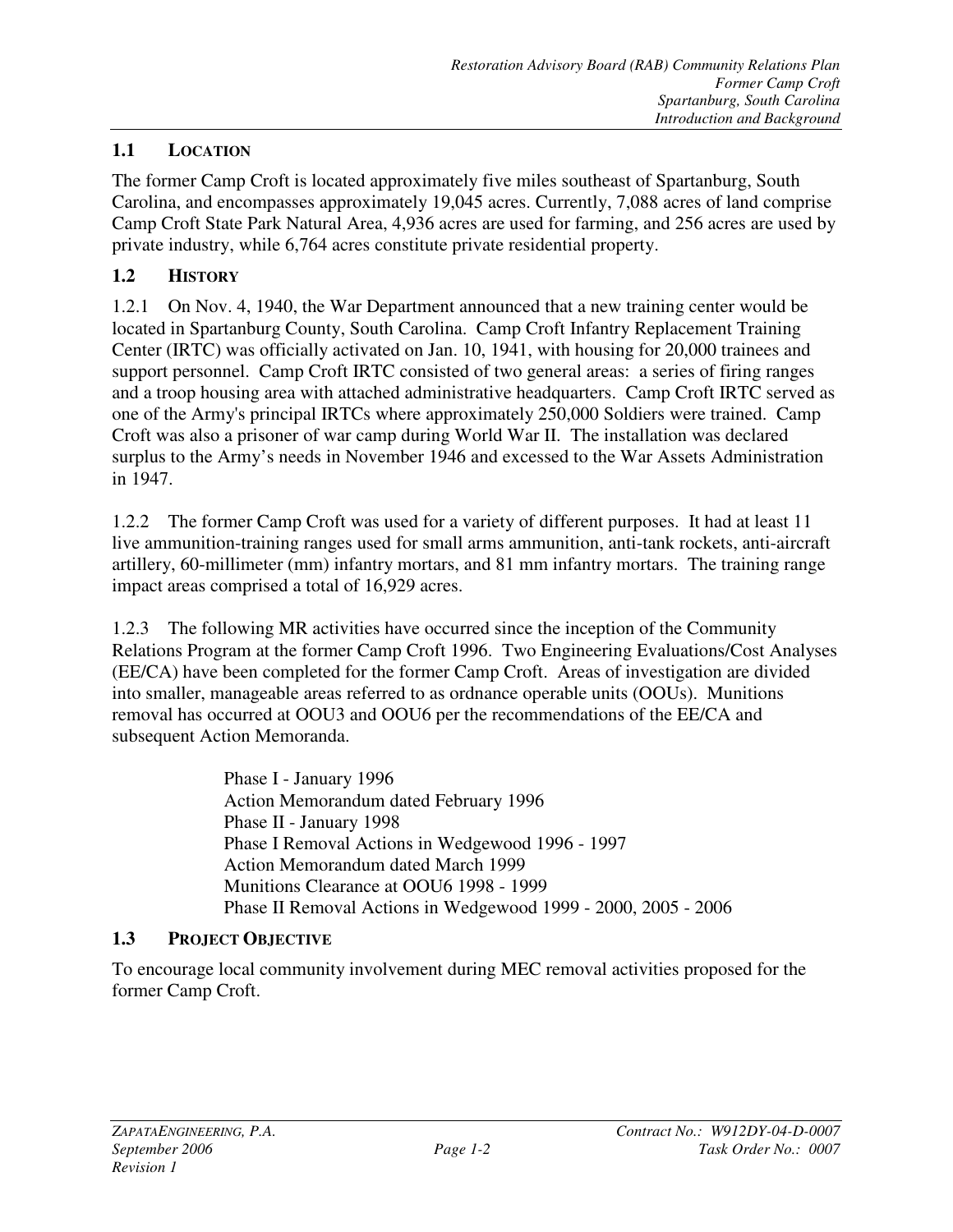## 1.1 LOCATION

The former Camp Croft is located approximately five miles southeast of Spartanburg, South Carolina, and encompasses approximately 19,045 acres. Currently, 7,088 acres of land comprise Camp Croft State Park Natural Area, 4,936 acres are used for farming, and 256 acres are used by private industry, while 6,764 acres constitute private residential property.

## 1.2 HISTORY

1.2.1 On Nov. 4, 1940, the War Department announced that a new training center would be located in Spartanburg County, South Carolina. Camp Croft Infantry Replacement Training Center (IRTC) was officially activated on Jan. 10, 1941, with housing for 20,000 trainees and support personnel. Camp Croft IRTC consisted of two general areas: a series of firing ranges and a troop housing area with attached administrative headquarters. Camp Croft IRTC served as one of the Army's principal IRTCs where approximately 250,000 Soldiers were trained. Camp Croft was also a prisoner of war camp during World War II. The installation was declared surplus to the Army's needs in November 1946 and excessed to the War Assets Administration in 1947.

1.2.2 The former Camp Croft was used for a variety of different purposes. It had at least 11 live ammunition-training ranges used for small arms ammunition, anti-tank rockets, anti-aircraft artillery, 60-millimeter (mm) infantry mortars, and 81 mm infantry mortars. The training range impact areas comprised a total of 16,929 acres.

1.2.3 The following MR activities have occurred since the inception of the Community Relations Program at the former Camp Croft 1996. Two Engineering Evaluations/Cost Analyses (EE/CA) have been completed for the former Camp Croft. Areas of investigation are divided into smaller, manageable areas referred to as ordnance operable units (OOUs). Munitions removal has occurred at OOU3 and OOU6 per the recommendations of the EE/CA and subsequent Action Memoranda.

Phase I - January 1996
Action Memorandum dated February 1996
Phase II - January 1998
Phase I Removal Actions in Wedgewood 1996 - 1997
Action Memorandum dated March 1999
Munitions Clearance at OOU6 1998 - 1999
Phase II Removal Actions in Wedgewood 1999 - 2000, 2005 - 2006

## 1.3 PROJECT OBJECTIVE

To encourage local community involvement during MEC removal activities proposed for the former Camp Croft.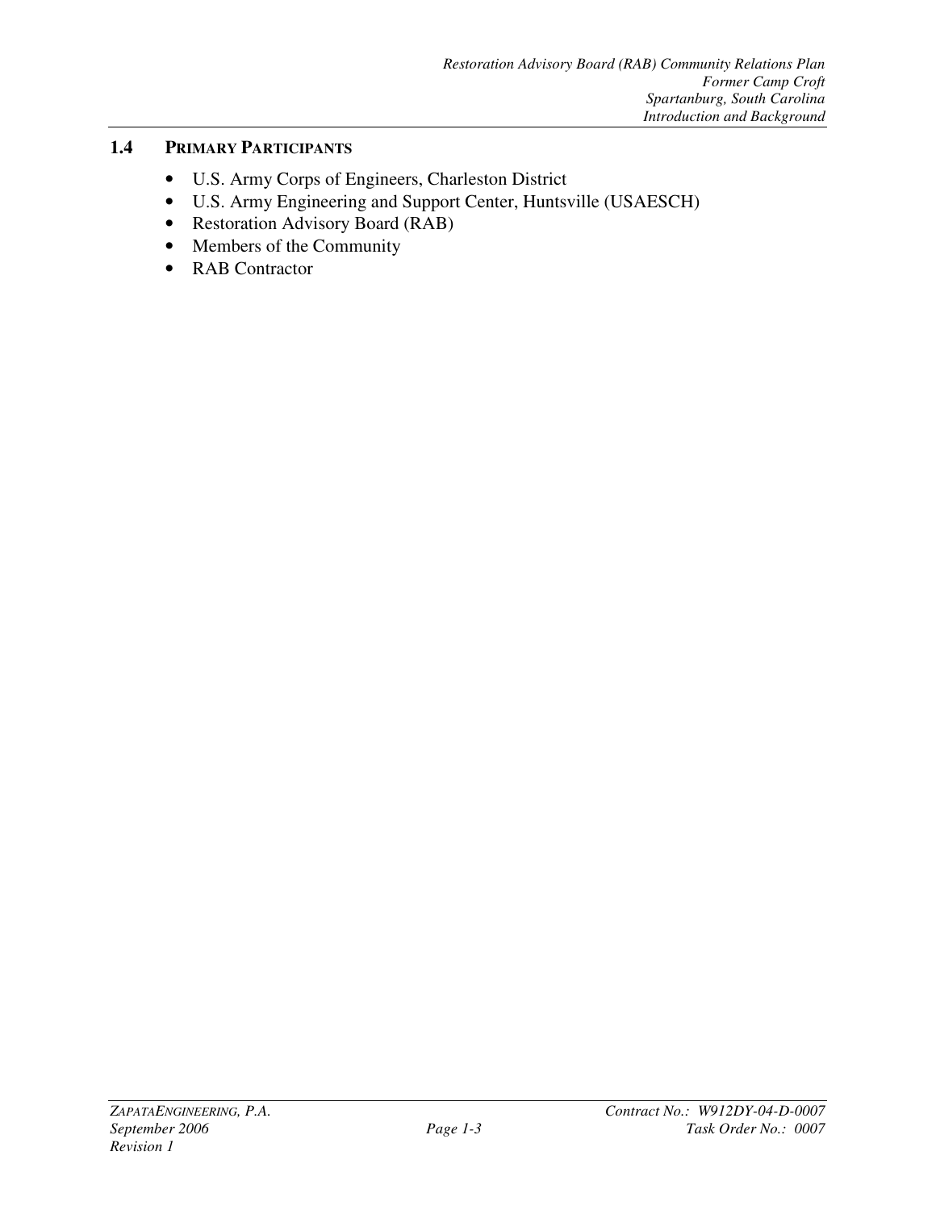### 1.4 PRIMARY PARTICIPANTS

- U.S. Army Corps of Engineers, Charleston District
- U.S. Army Engineering and Support Center, Huntsville (USAESCH)
- Restoration Advisory Board (RAB)
- Members of the Community
- RAB Contractor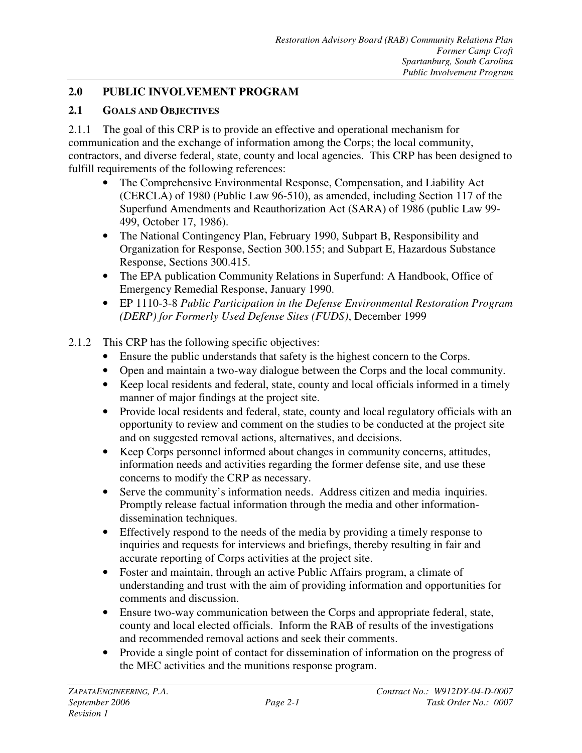## 2.0 PUBLIC INVOLVEMENT PROGRAM

### 2.1 GOALS AND OBJECTIVES

2.1.1 The goal of this CRP is to provide an effective and operational mechanism for communication and the exchange of information among the Corps; the local community, contractors, and diverse federal, state, county and local agencies. This CRP has been designed to fulfill requirements of the following references:

- The Comprehensive Environmental Response, Compensation, and Liability Act (CERCLA) of 1980 (Public Law 96-510), as amended, including Section 117 of the Superfund Amendments and Reauthorization Act (SARA) of 1986 (public Law 99-499, October 17, 1986).
- The National Contingency Plan, February 1990, Subpart B, Responsibility and Organization for Response, Section 300.155; and Subpart E, Hazardous Substance Response, Sections 300.415.
- The EPA publication Community Relations in Superfund: A Handbook, Office of Emergency Remedial Response, January 1990.
- EP 1110-3-8 *Public Participation in the Defense Environmental Restoration Program (DERP) for Formerly Used Defense Sites (FUDS)*, December 1999

2.1.2 This CRP has the following specific objectives:

- Ensure the public understands that safety is the highest concern to the Corps.
- Open and maintain a two-way dialogue between the Corps and the local community.
- Keep local residents and federal, state, county and local officials informed in a timely manner of major findings at the project site.
- Provide local residents and federal, state, county and local regulatory officials with an opportunity to review and comment on the studies to be conducted at the project site and on suggested removal actions, alternatives, and decisions.
- Keep Corps personnel informed about changes in community concerns, attitudes, information needs and activities regarding the former defense site, and use these concerns to modify the CRP as necessary.
- Serve the community's information needs. Address citizen and media inquiries. Promptly release factual information through the media and other information-dissemination techniques.
- Effectively respond to the needs of the media by providing a timely response to inquiries and requests for interviews and briefings, thereby resulting in fair and accurate reporting of Corps activities at the project site.
- Foster and maintain, through an active Public Affairs program, a climate of understanding and trust with the aim of providing information and opportunities for comments and discussion.
- Ensure two-way communication between the Corps and appropriate federal, state, county and local elected officials. Inform the RAB of results of the investigations and recommended removal actions and seek their comments.
- Provide a single point of contact for dissemination of information on the progress of the MEC activities and the munitions response program.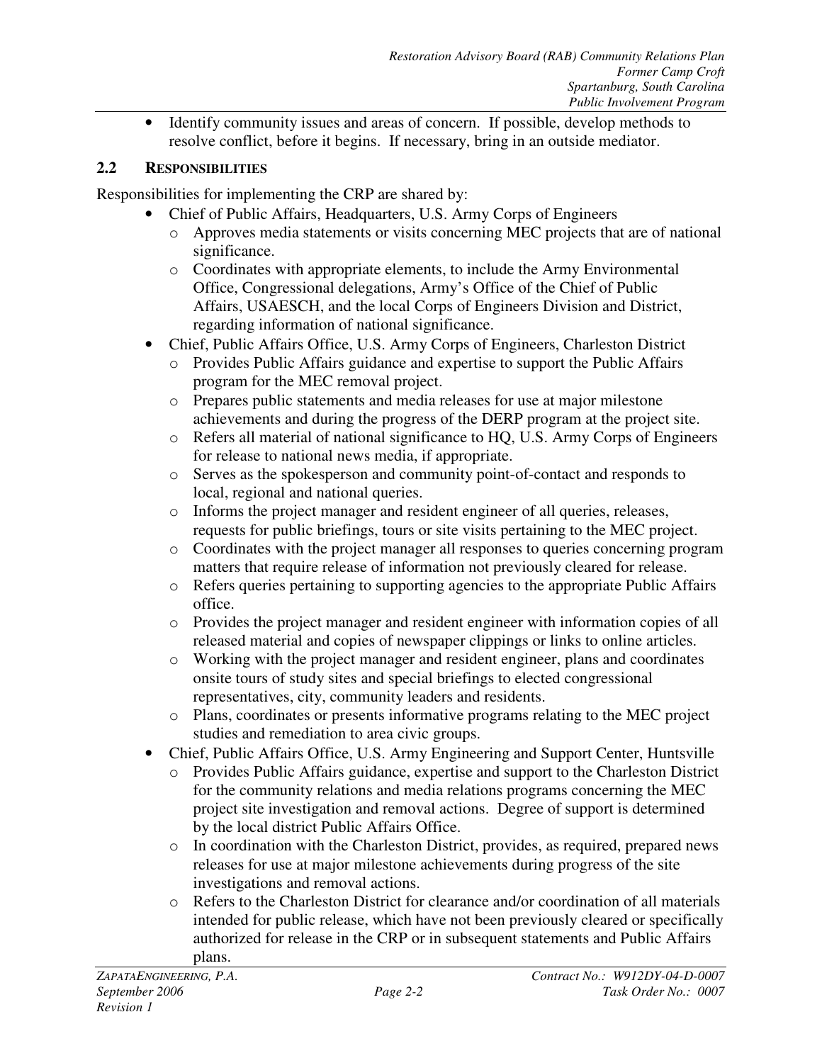- Identify community issues and areas of concern. If possible, develop methods to resolve conflict, before it begins. If necessary, bring in an outside mediator.

## 2.2 RESPONSIBILITIES

Responsibilities for implementing the CRP are shared by:

- Chief of Public Affairs, Headquarters, U.S. Army Corps of Engineers
  - Approves media statements or visits concerning MEC projects that are of national significance.
  - Coordinates with appropriate elements, to include the Army Environmental Office, Congressional delegations, Army's Office of the Chief of Public Affairs, USAESCH, and the local Corps of Engineers Division and District, regarding information of national significance.
- Chief, Public Affairs Office, U.S. Army Corps of Engineers, Charleston District
  - Provides Public Affairs guidance and expertise to support the Public Affairs program for the MEC removal project.
  - Prepares public statements and media releases for use at major milestone achievements and during the progress of the DERP program at the project site.
  - Refers all material of national significance to HQ, U.S. Army Corps of Engineers for release to national news media, if appropriate.
  - Serves as the spokesperson and community point-of-contact and responds to local, regional and national queries.
  - Informs the project manager and resident engineer of all queries, releases, requests for public briefings, tours or site visits pertaining to the MEC project.
  - Coordinates with the project manager all responses to queries concerning program matters that require release of information not previously cleared for release.
  - Refers queries pertaining to supporting agencies to the appropriate Public Affairs office.
  - Provides the project manager and resident engineer with information copies of all released material and copies of newspaper clippings or links to online articles.
  - Working with the project manager and resident engineer, plans and coordinates onsite tours of study sites and special briefings to elected congressional representatives, city, community leaders and residents.
  - Plans, coordinates or presents informative programs relating to the MEC project studies and remediation to area civic groups.
- Chief, Public Affairs Office, U.S. Army Engineering and Support Center, Huntsville
  - Provides Public Affairs guidance, expertise and support to the Charleston District for the community relations and media relations programs concerning the MEC project site investigation and removal actions. Degree of support is determined by the local district Public Affairs Office.
  - In coordination with the Charleston District, provides, as required, prepared news releases for use at major milestone achievements during progress of the site investigations and removal actions.
  - Refers to the Charleston District for clearance and/or coordination of all materials intended for public release, which have not been previously cleared or specifically authorized for release in the CRP or in subsequent statements and Public Affairs plans.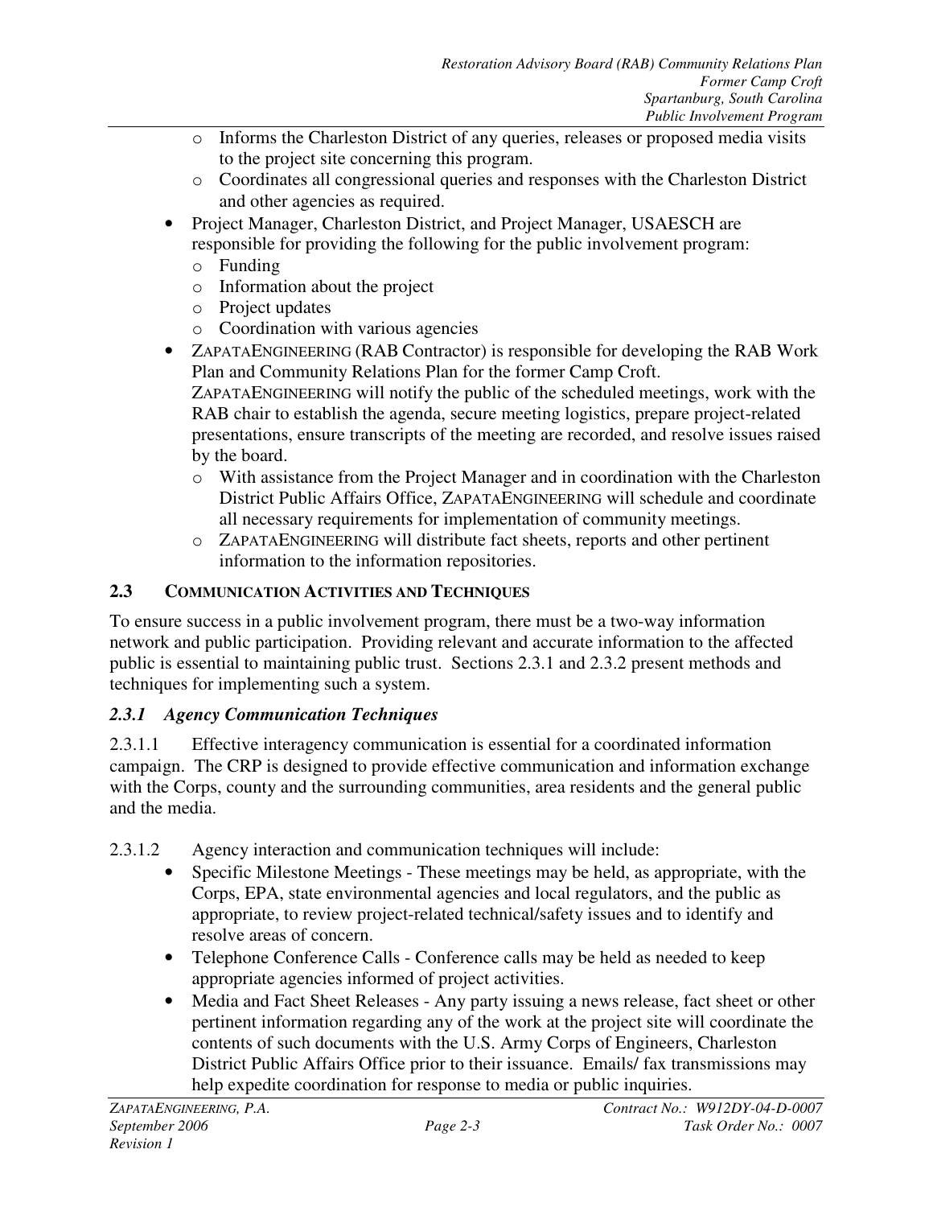- Informs the Charleston District of any queries, releases or proposed media visits to the project site concerning this program.
  - Coordinates all congressional queries and responses with the Charleston District and other agencies as required.
- Project Manager, Charleston District, and Project Manager, USAESCH are responsible for providing the following for the public involvement program:
  - Funding
  - Information about the project
  - Project updates
  - Coordination with various agencies
- ZAPATAENGINEERING (RAB Contractor) is responsible for developing the RAB Work Plan and Community Relations Plan for the former Camp Croft. ZAPATAENGINEERING will notify the public of the scheduled meetings, work with the RAB chair to establish the agenda, secure meeting logistics, prepare project-related presentations, ensure transcripts of the meeting are recorded, and resolve issues raised by the board.
  - With assistance from the Project Manager and in coordination with the Charleston District Public Affairs Office, ZAPATAENGINEERING will schedule and coordinate all necessary requirements for implementation of community meetings.
  - ZAPATAENGINEERING will distribute fact sheets, reports and other pertinent information to the information repositories.

## 2.3 COMMUNICATION ACTIVITIES AND TECHNIQUES

To ensure success in a public involvement program, there must be a two-way information network and public participation. Providing relevant and accurate information to the affected public is essential to maintaining public trust. Sections 2.3.1 and 2.3.2 present methods and techniques for implementing such a system.

### *2.3.1 Agency Communication Techniques*

2.3.1.1 Effective interagency communication is essential for a coordinated information campaign. The CRP is designed to provide effective communication and information exchange with the Corps, county and the surrounding communities, area residents and the general public and the media.

2.3.1.2 Agency interaction and communication techniques will include:

- Specific Milestone Meetings - These meetings may be held, as appropriate, with the Corps, EPA, state environmental agencies and local regulators, and the public as appropriate, to review project-related technical/safety issues and to identify and resolve areas of concern.
- Telephone Conference Calls - Conference calls may be held as needed to keep appropriate agencies informed of project activities.
- Media and Fact Sheet Releases - Any party issuing a news release, fact sheet or other pertinent information regarding any of the work at the project site will coordinate the contents of such documents with the U.S. Army Corps of Engineers, Charleston District Public Affairs Office prior to their issuance. Emails/ fax transmissions may help expedite coordination for response to media or public inquiries.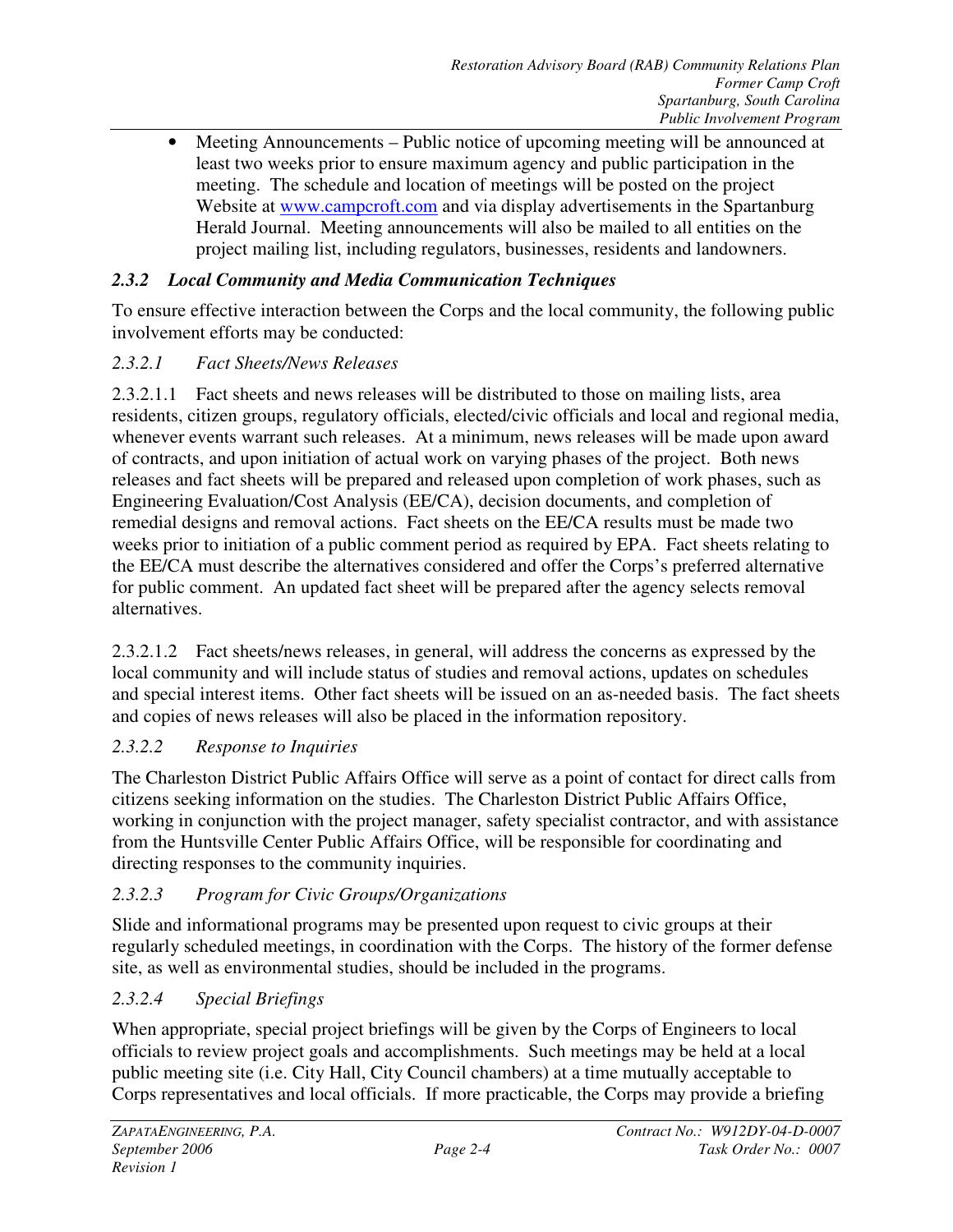- Meeting Announcements – Public notice of upcoming meeting will be announced at least two weeks prior to ensure maximum agency and public participation in the meeting. The schedule and location of meetings will be posted on the project Website at [www.campcroft.com](www.campcroft.com) and via display advertisements in the Spartanburg Herald Journal. Meeting announcements will also be mailed to all entities on the project mailing list, including regulators, businesses, residents and landowners.

### *2.3.2 Local Community and Media Communication Techniques*

To ensure effective interaction between the Corps and the local community, the following public involvement efforts may be conducted:

#### *2.3.2.1 Fact Sheets/News Releases*

2.3.2.1.1 Fact sheets and news releases will be distributed to those on mailing lists, area residents, citizen groups, regulatory officials, elected/civic officials and local and regional media, whenever events warrant such releases. At a minimum, news releases will be made upon award of contracts, and upon initiation of actual work on varying phases of the project. Both news releases and fact sheets will be prepared and released upon completion of work phases, such as Engineering Evaluation/Cost Analysis (EE/CA), decision documents, and completion of remedial designs and removal actions. Fact sheets on the EE/CA results must be made two weeks prior to initiation of a public comment period as required by EPA. Fact sheets relating to the EE/CA must describe the alternatives considered and offer the Corps's preferred alternative for public comment. An updated fact sheet will be prepared after the agency selects removal alternatives.

2.3.2.1.2 Fact sheets/news releases, in general, will address the concerns as expressed by the local community and will include status of studies and removal actions, updates on schedules and special interest items. Other fact sheets will be issued on an as-needed basis. The fact sheets and copies of news releases will also be placed in the information repository.

#### *2.3.2.2 Response to Inquiries*

The Charleston District Public Affairs Office will serve as a point of contact for direct calls from citizens seeking information on the studies. The Charleston District Public Affairs Office, working in conjunction with the project manager, safety specialist contractor, and with assistance from the Huntsville Center Public Affairs Office, will be responsible for coordinating and directing responses to the community inquiries.

#### *2.3.2.3 Program for Civic Groups/Organizations*

Slide and informational programs may be presented upon request to civic groups at their regularly scheduled meetings, in coordination with the Corps. The history of the former defense site, as well as environmental studies, should be included in the programs.

#### *2.3.2.4 Special Briefings*

When appropriate, special project briefings will be given by the Corps of Engineers to local officials to review project goals and accomplishments. Such meetings may be held at a local public meeting site (i.e. City Hall, City Council chambers) at a time mutually acceptable to Corps representatives and local officials. If more practicable, the Corps may provide a briefing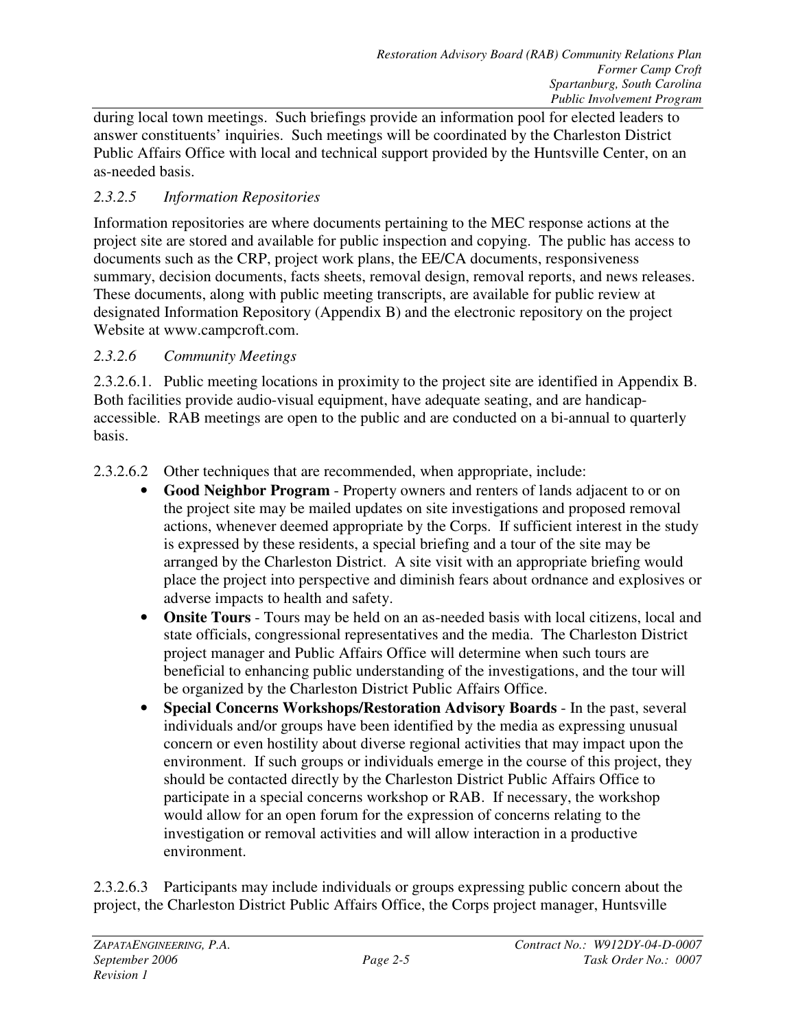during local town meetings. Such briefings provide an information pool for elected leaders to answer constituents' inquiries. Such meetings will be coordinated by the Charleston District Public Affairs Office with local and technical support provided by the Huntsville Center, on an as-needed basis.

#### *2.3.2.5 Information Repositories*

Information repositories are where documents pertaining to the MEC response actions at the project site are stored and available for public inspection and copying. The public has access to documents such as the CRP, project work plans, the EE/CA documents, responsiveness summary, decision documents, facts sheets, removal design, removal reports, and news releases. These documents, along with public meeting transcripts, are available for public review at designated Information Repository (Appendix B) and the electronic repository on the project Website at www.campcroft.com.

#### *2.3.2.6 Community Meetings*

2.3.2.6.1. Public meeting locations in proximity to the project site are identified in Appendix B. Both facilities provide audio-visual equipment, have adequate seating, and are handicap-accessible. RAB meetings are open to the public and are conducted on a bi-annual to quarterly basis.

2.3.2.6.2 Other techniques that are recommended, when appropriate, include:

- **Good Neighbor Program** - Property owners and renters of lands adjacent to or on the project site may be mailed updates on site investigations and proposed removal actions, whenever deemed appropriate by the Corps. If sufficient interest in the study is expressed by these residents, a special briefing and a tour of the site may be arranged by the Charleston District. A site visit with an appropriate briefing would place the project into perspective and diminish fears about ordnance and explosives or adverse impacts to health and safety.
- **Onsite Tours** - Tours may be held on an as-needed basis with local citizens, local and state officials, congressional representatives and the media. The Charleston District project manager and Public Affairs Office will determine when such tours are beneficial to enhancing public understanding of the investigations, and the tour will be organized by the Charleston District Public Affairs Office.
- **Special Concerns Workshops/Restoration Advisory Boards** - In the past, several individuals and/or groups have been identified by the media as expressing unusual concern or even hostility about diverse regional activities that may impact upon the environment. If such groups or individuals emerge in the course of this project, they should be contacted directly by the Charleston District Public Affairs Office to participate in a special concerns workshop or RAB. If necessary, the workshop would allow for an open forum for the expression of concerns relating to the investigation or removal activities and will allow interaction in a productive environment.

2.3.2.6.3 Participants may include individuals or groups expressing public concern about the project, the Charleston District Public Affairs Office, the Corps project manager, Huntsville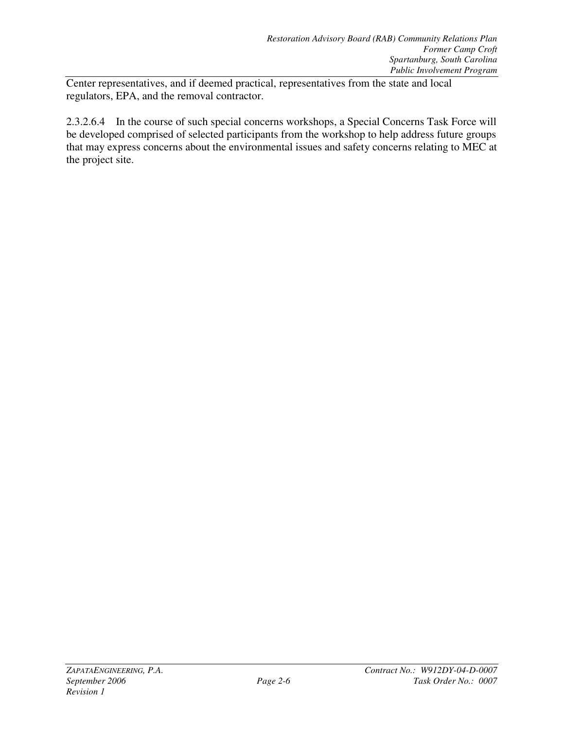Center representatives, and if deemed practical, representatives from the state and local regulators, EPA, and the removal contractor.

2.3.2.6.4 In the course of such special concerns workshops, a Special Concerns Task Force will be developed comprised of selected participants from the workshop to help address future groups that may express concerns about the environmental issues and safety concerns relating to MEC at the project site.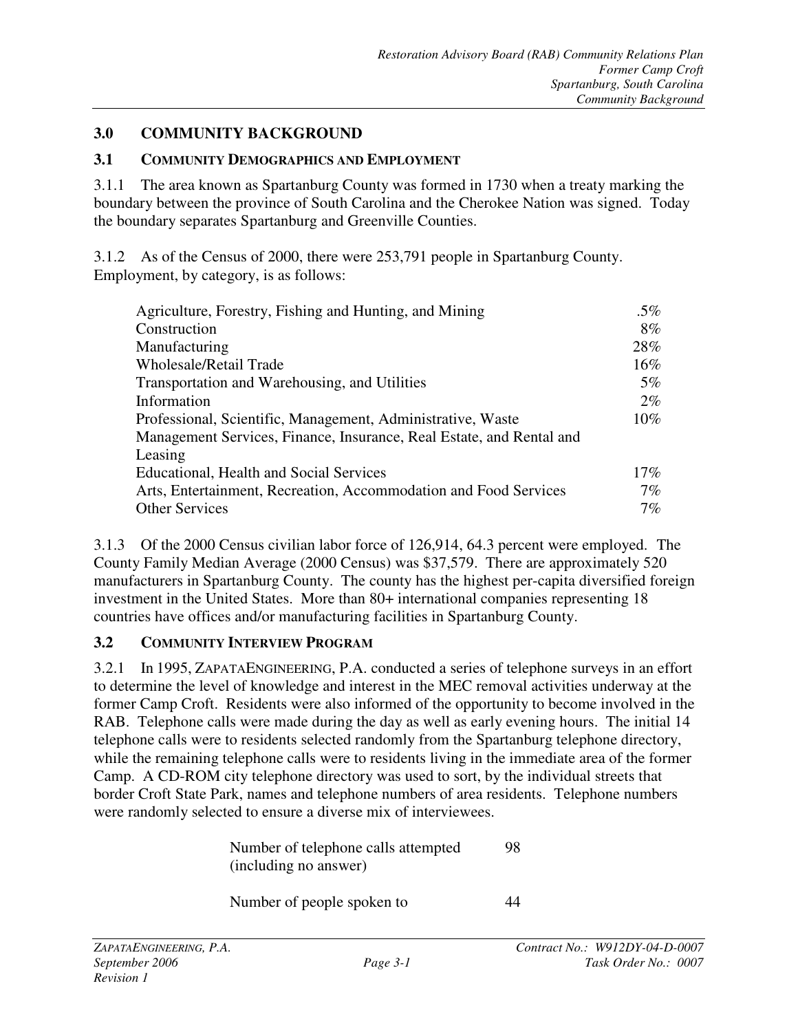# 3.0 COMMUNITY BACKGROUND

## 3.1 COMMUNITY DEMOGRAPHICS AND EMPLOYMENT

3.1.1 The area known as Spartanburg County was formed in 1730 when a treaty marking the boundary between the province of South Carolina and the Cherokee Nation was signed. Today the boundary separates Spartanburg and Greenville Counties.

3.1.2 As of the Census of 2000, there were 253,791 people in Spartanburg County. Employment, by category, is as follows:

| Category | Percent |
|---|---|
| Agriculture, Forestry, Fishing and Hunting, and Mining | .5% |
| Construction | 8% |
| Manufacturing | 28% |
| Wholesale/Retail Trade | 16% |
| Transportation and Warehousing, and Utilities | 5% |
| Information | 2% |
| Professional, Scientific, Management, Administrative, Waste Management Services, Finance, Insurance, Real Estate, and Rental and Leasing | 10% |
| Educational, Health and Social Services | 17% |
| Arts, Entertainment, Recreation, Accommodation and Food Services | 7% |
| Other Services | 7% |

3.1.3 Of the 2000 Census civilian labor force of 126,914, 64.3 percent were employed. The County Family Median Average (2000 Census) was $37,579. There are approximately 520 manufacturers in Spartanburg County. The county has the highest per-capita diversified foreign investment in the United States. More than 80+ international companies representing 18 countries have offices and/or manufacturing facilities in Spartanburg County.

## 3.2 COMMUNITY INTERVIEW PROGRAM

3.2.1 In 1995, ZAPATAENGINEERING, P.A. conducted a series of telephone surveys in an effort to determine the level of knowledge and interest in the MEC removal activities underway at the former Camp Croft. Residents were also informed of the opportunity to become involved in the RAB. Telephone calls were made during the day as well as early evening hours. The initial 14 telephone calls were to residents selected randomly from the Spartanburg telephone directory, while the remaining telephone calls were to residents living in the immediate area of the former Camp. A CD-ROM city telephone directory was used to sort, by the individual streets that border Croft State Park, names and telephone numbers of area residents. Telephone numbers were randomly selected to ensure a diverse mix of interviewees.

| | |
|---|---|
| Number of telephone calls attempted (including no answer) | 98 |
| Number of people spoken to | 44 |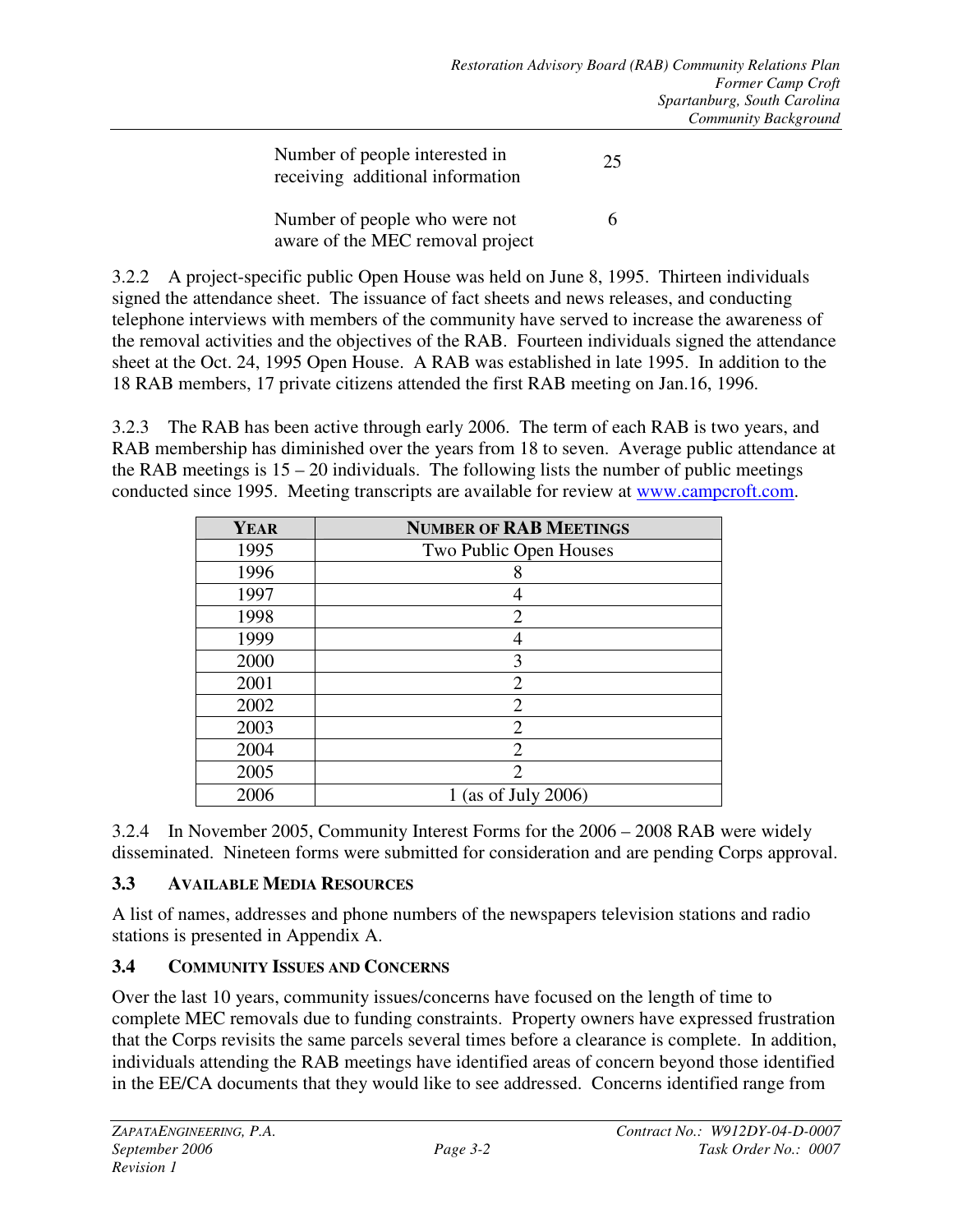| | |
|---|---|
| Number of people interested in receiving additional information | 25 |
| Number of people who were not aware of the MEC removal project | 6 |

3.2.2 A project-specific public Open House was held on June 8, 1995. Thirteen individuals signed the attendance sheet. The issuance of fact sheets and news releases, and conducting telephone interviews with members of the community have served to increase the awareness of the removal activities and the objectives of the RAB. Fourteen individuals signed the attendance sheet at the Oct. 24, 1995 Open House. A RAB was established in late 1995. In addition to the 18 RAB members, 17 private citizens attended the first RAB meeting on Jan.16, 1996.

3.2.3 The RAB has been active through early 2006. The term of each RAB is two years, and RAB membership has diminished over the years from 18 to seven. Average public attendance at the RAB meetings is 15 – 20 individuals. The following lists the number of public meetings conducted since 1995. Meeting transcripts are available for review at www.campcroft.com.

| YEAR | NUMBER OF RAB MEETINGS |
|---|---|
| 1995 | Two Public Open Houses |
| 1996 | 8 |
| 1997 | 4 |
| 1998 | 2 |
| 1999 | 4 |
| 2000 | 3 |
| 2001 | 2 |
| 2002 | 2 |
| 2003 | 2 |
| 2004 | 2 |
| 2005 | 2 |
| 2006 | 1 (as of July 2006) |

3.2.4 In November 2005, Community Interest Forms for the 2006 – 2008 RAB were widely disseminated. Nineteen forms were submitted for consideration and are pending Corps approval.

### 3.3 AVAILABLE MEDIA RESOURCES

A list of names, addresses and phone numbers of the newspapers television stations and radio stations is presented in Appendix A.

### 3.4 COMMUNITY ISSUES AND CONCERNS

Over the last 10 years, community issues/concerns have focused on the length of time to complete MEC removals due to funding constraints. Property owners have expressed frustration that the Corps revisits the same parcels several times before a clearance is complete. In addition, individuals attending the RAB meetings have identified areas of concern beyond those identified in the EE/CA documents that they would like to see addressed. Concerns identified range from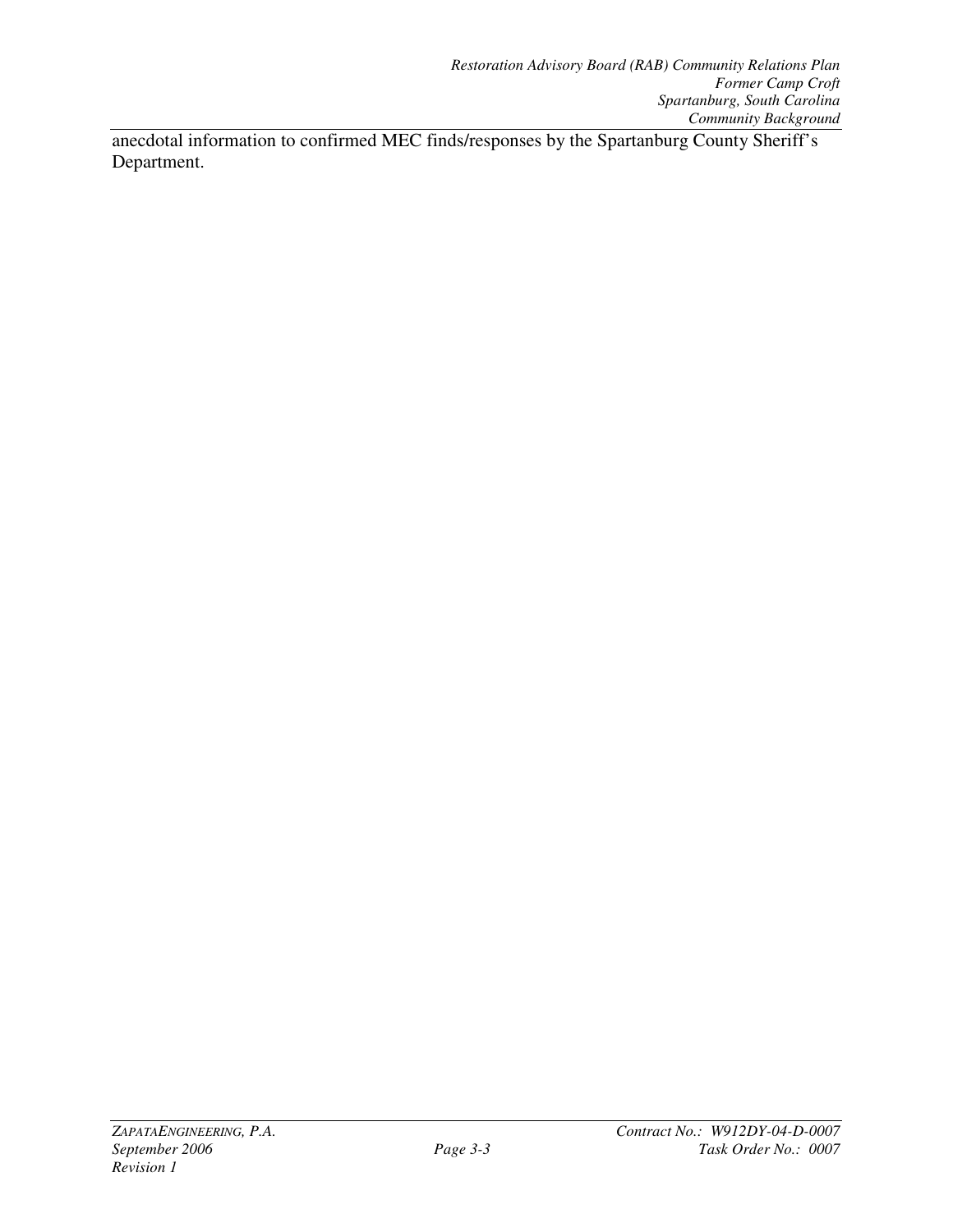anecdotal information to confirmed MEC finds/responses by the Spartanburg County Sheriff's Department.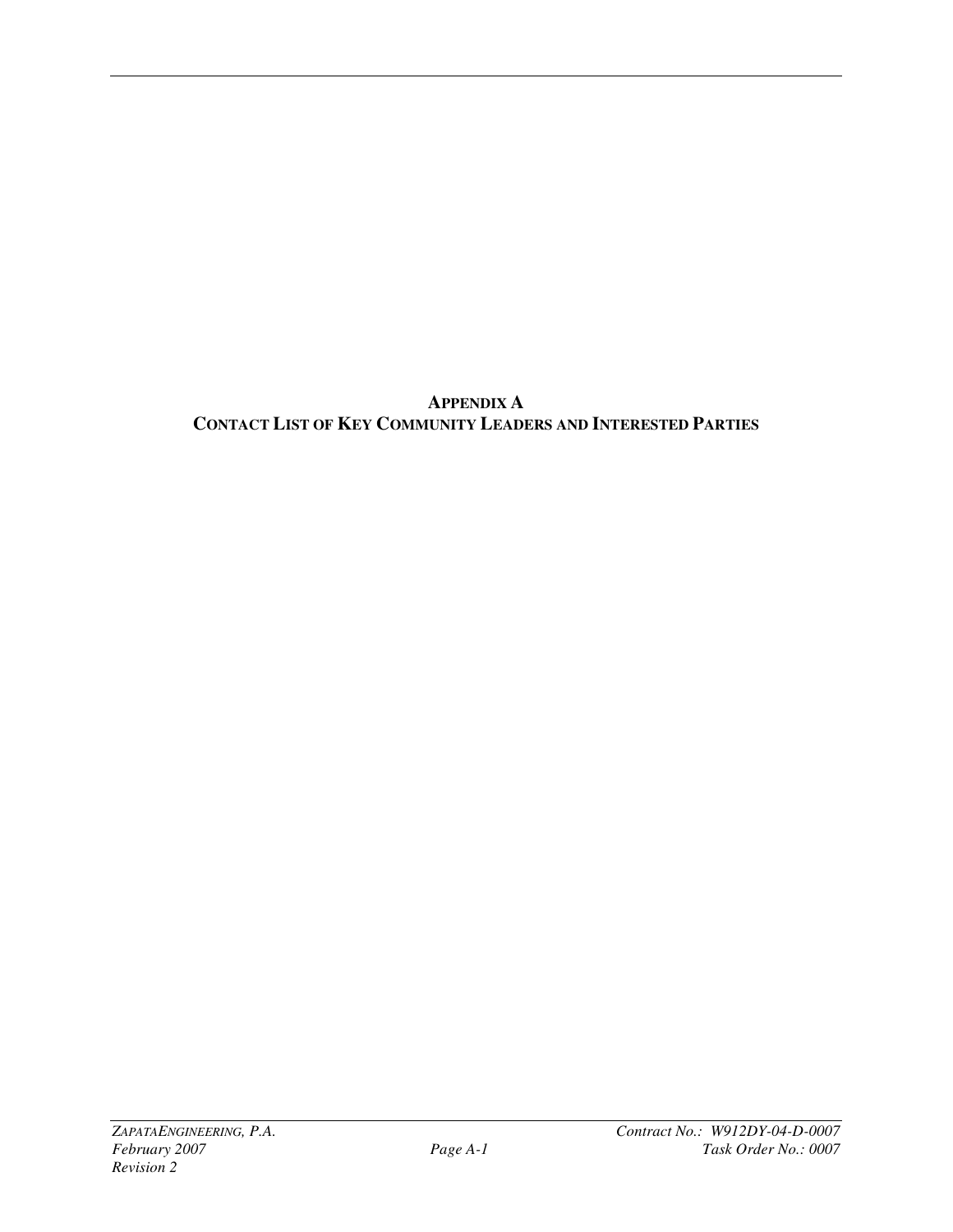# APPENDIX A
# CONTACT LIST OF KEY COMMUNITY LEADERS AND INTERESTED PARTIES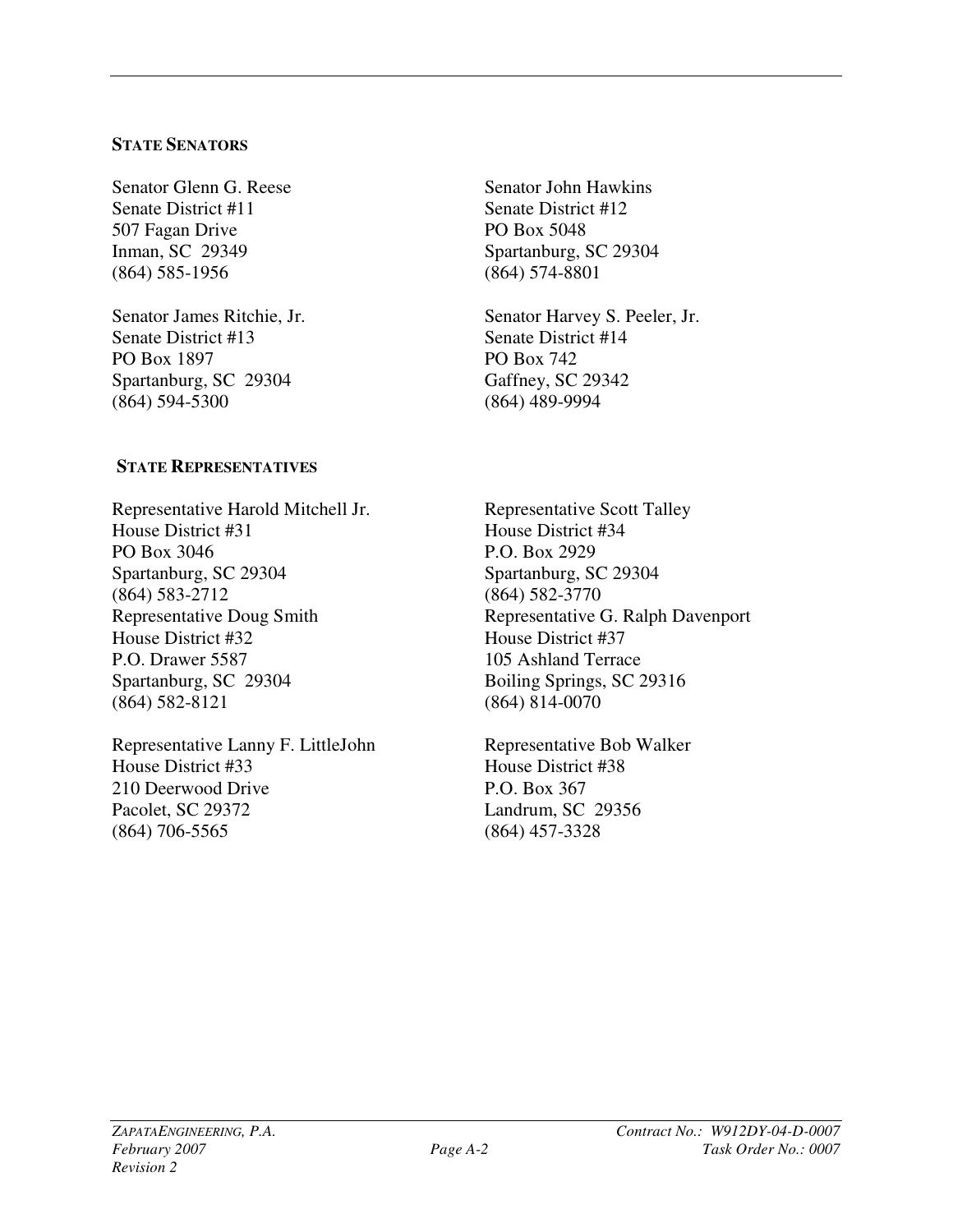**STATE SENATORS**

Senator Glenn G. Reese
Senate District #11
507 Fagan Drive
Inman, SC 29349
(864) 585-1956

Senator John Hawkins
Senate District #12
PO Box 5048
Spartanburg, SC 29304
(864) 574-8801

Senator James Ritchie, Jr.
Senate District #13
PO Box 1897
Spartanburg, SC 29304
(864) 594-5300

Senator Harvey S. Peeler, Jr.
Senate District #14
PO Box 742
Gaffney, SC 29342
(864) 489-9994

**STATE REPRESENTATIVES**

Representative Harold Mitchell Jr.
House District #31
PO Box 3046
Spartanburg, SC 29304
(864) 583-2712

Representative Doug Smith
House District #32
P.O. Drawer 5587
Spartanburg, SC 29304
(864) 582-8121

Representative Lanny F. LittleJohn
House District #33
210 Deerwood Drive
Pacolet, SC 29372
(864) 706-5565

Representative Scott Talley
House District #34
P.O. Box 2929
Spartanburg, SC 29304
(864) 582-3770

Representative G. Ralph Davenport
House District #37
105 Ashland Terrace
Boiling Springs, SC 29316
(864) 814-0070

Representative Bob Walker
House District #38
P.O. Box 367
Landrum, SC 29356
(864) 457-3328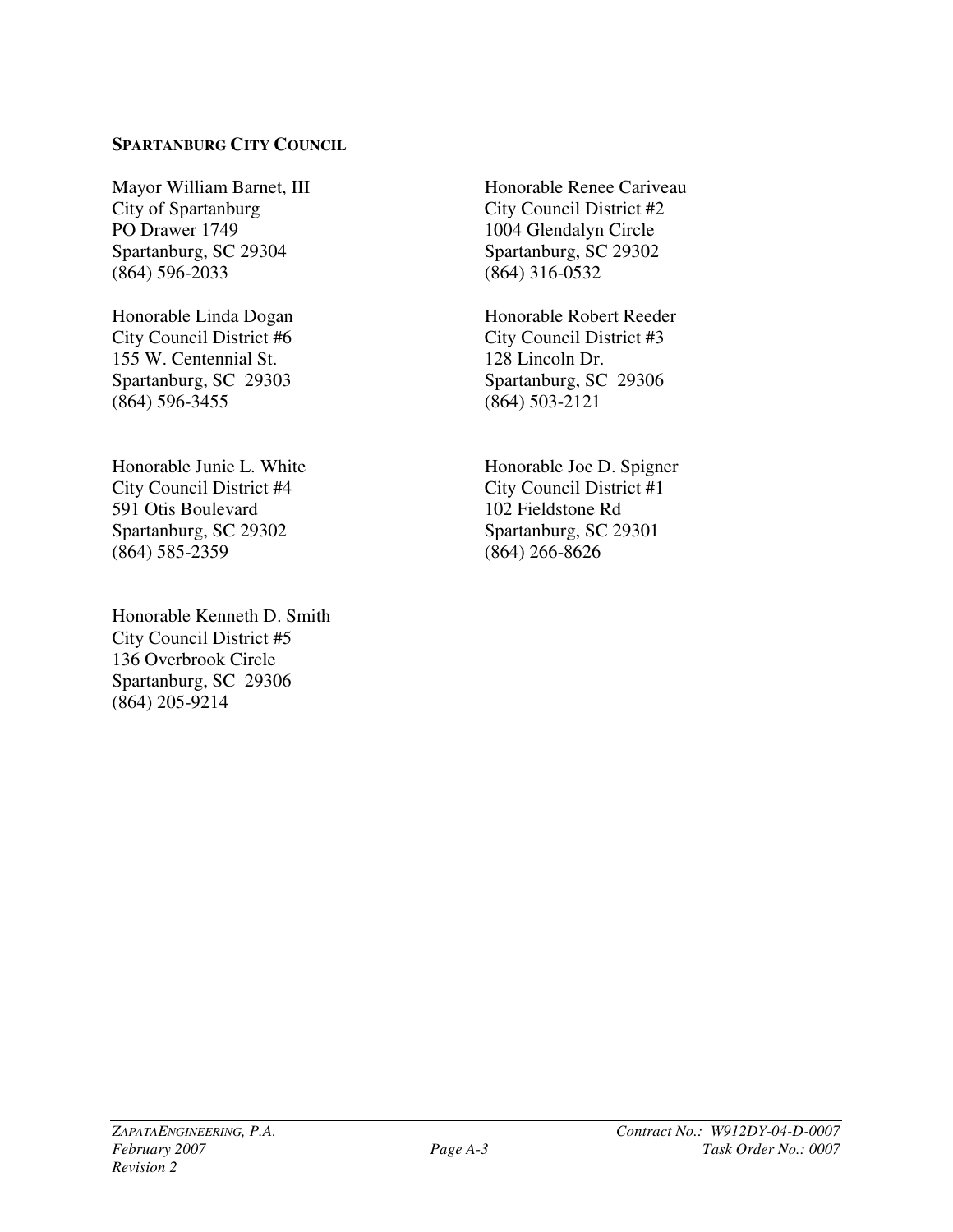**SPARTANBURG CITY COUNCIL**

Mayor William Barnet, III
City of Spartanburg
PO Drawer 1749
Spartanburg, SC 29304
(864) 596-2033

Honorable Renee Cariveau
City Council District #2
1004 Glendalyn Circle
Spartanburg, SC 29302
(864) 316-0532

Honorable Linda Dogan
City Council District #6
155 W. Centennial St.
Spartanburg, SC 29303
(864) 596-3455

Honorable Robert Reeder
City Council District #3
128 Lincoln Dr.
Spartanburg, SC 29306
(864) 503-2121

Honorable Junie L. White
City Council District #4
591 Otis Boulevard
Spartanburg, SC 29302
(864) 585-2359

Honorable Joe D. Spigner
City Council District #1
102 Fieldstone Rd
Spartanburg, SC 29301
(864) 266-8626

Honorable Kenneth D. Smith
City Council District #5
136 Overbrook Circle
Spartanburg, SC 29306
(864) 205-9214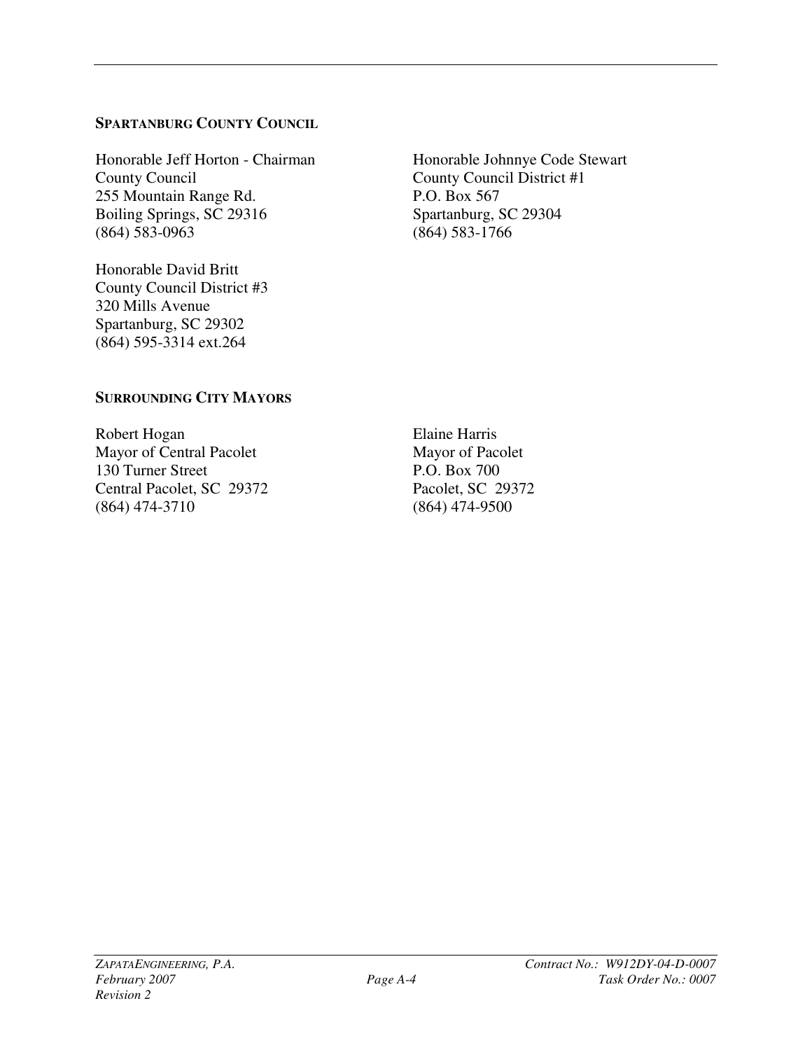**SPARTANBURG COUNTY COUNCIL**

Honorable Jeff Horton - Chairman
County Council
255 Mountain Range Rd.
Boiling Springs, SC 29316
(864) 583-0963

Honorable Johnnye Code Stewart
County Council District #1
P.O. Box 567
Spartanburg, SC 29304
(864) 583-1766

Honorable David Britt
County Council District #3
320 Mills Avenue
Spartanburg, SC 29302
(864) 595-3314 ext.264

**SURROUNDING CITY MAYORS**

Robert Hogan
Mayor of Central Pacolet
130 Turner Street
Central Pacolet, SC 29372
(864) 474-3710

Elaine Harris
Mayor of Pacolet
P.O. Box 700
Pacolet, SC 29372
(864) 474-9500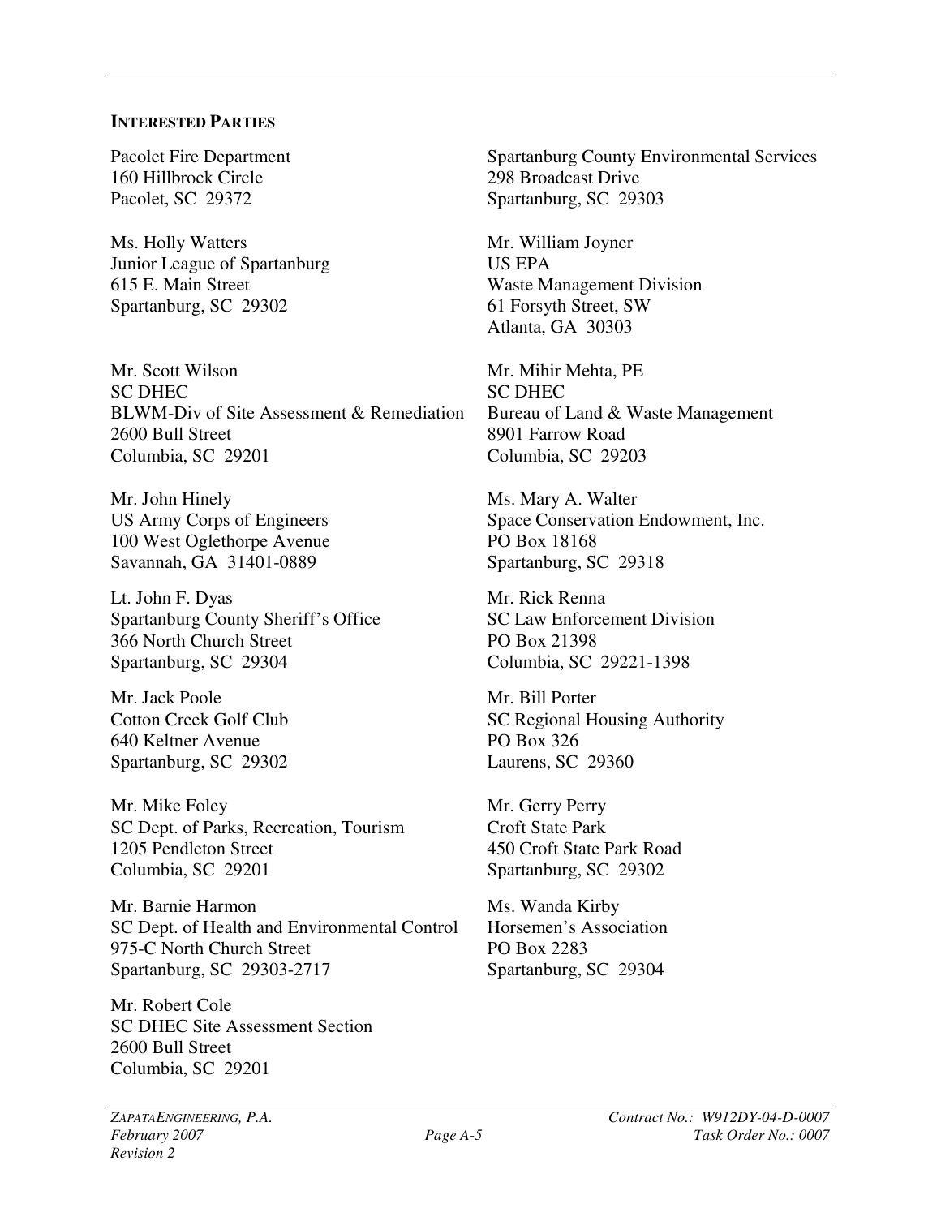**INTERESTED PARTIES**

Pacolet Fire Department
160 Hillbrock Circle
Pacolet, SC 29372

Ms. Holly Watters
Junior League of Spartanburg
615 E. Main Street
Spartanburg, SC 29302

Mr. Scott Wilson
SC DHEC
BLWM-Div of Site Assessment & Remediation
2600 Bull Street
Columbia, SC 29201

Mr. John Hinely
US Army Corps of Engineers
100 West Oglethorpe Avenue
Savannah, GA 31401-0889

Lt. John F. Dyas
Spartanburg County Sheriff's Office
366 North Church Street
Spartanburg, SC 29304

Mr. Jack Poole
Cotton Creek Golf Club
640 Keltner Avenue
Spartanburg, SC 29302

Mr. Mike Foley
SC Dept. of Parks, Recreation, Tourism
1205 Pendleton Street
Columbia, SC 29201

Mr. Barnie Harmon
SC Dept. of Health and Environmental Control
975-C North Church Street
Spartanburg, SC 29303-2717

Mr. Robert Cole
SC DHEC Site Assessment Section
2600 Bull Street
Columbia, SC 29201

Spartanburg County Environmental Services
298 Broadcast Drive
Spartanburg, SC 29303

Mr. William Joyner
US EPA
Waste Management Division
61 Forsyth Street, SW
Atlanta, GA 30303

Mr. Mihir Mehta, PE
SC DHEC
Bureau of Land & Waste Management
8901 Farrow Road
Columbia, SC 29203

Ms. Mary A. Walter
Space Conservation Endowment, Inc.
PO Box 18168
Spartanburg, SC 29318

Mr. Rick Renna
SC Law Enforcement Division
PO Box 21398
Columbia, SC 29221-1398

Mr. Bill Porter
SC Regional Housing Authority
PO Box 326
Laurens, SC 29360

Mr. Gerry Perry
Croft State Park
450 Croft State Park Road
Spartanburg, SC 29302

Ms. Wanda Kirby
Horsemen's Association
PO Box 2283
Spartanburg, SC 29304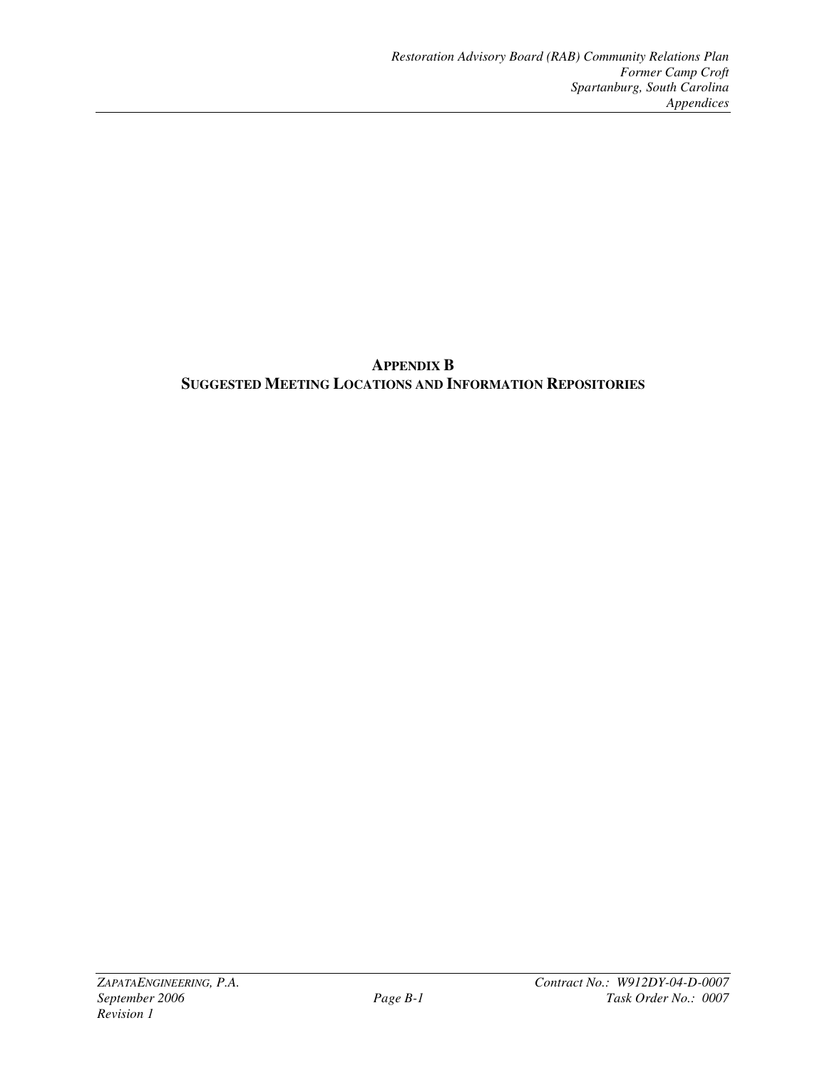# APPENDIX B
## SUGGESTED MEETING LOCATIONS AND INFORMATION REPOSITORIES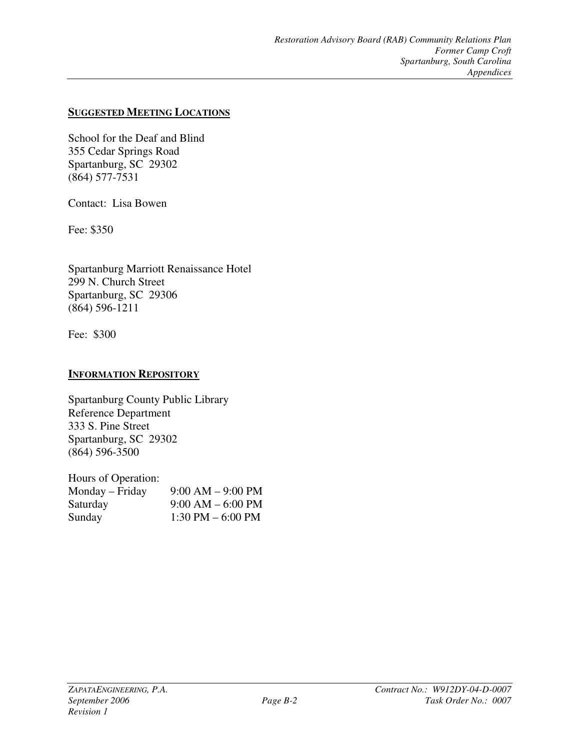## SUGGESTED MEETING LOCATIONS

School for the Deaf and Blind
355 Cedar Springs Road
Spartanburg, SC 29302
(864) 577-7531

Contact: Lisa Bowen

Fee: $350

Spartanburg Marriott Renaissance Hotel
299 N. Church Street
Spartanburg, SC 29306
(864) 596-1211

Fee: $300

## INFORMATION REPOSITORY

Spartanburg County Public Library
Reference Department
333 S. Pine Street
Spartanburg, SC 29302
(864) 596-3500

Hours of Operation:

| | |
|---|---|
| Monday – Friday | 9:00 AM – 9:00 PM |
| Saturday | 9:00 AM – 6:00 PM |
| Sunday | 1:30 PM – 6:00 PM |